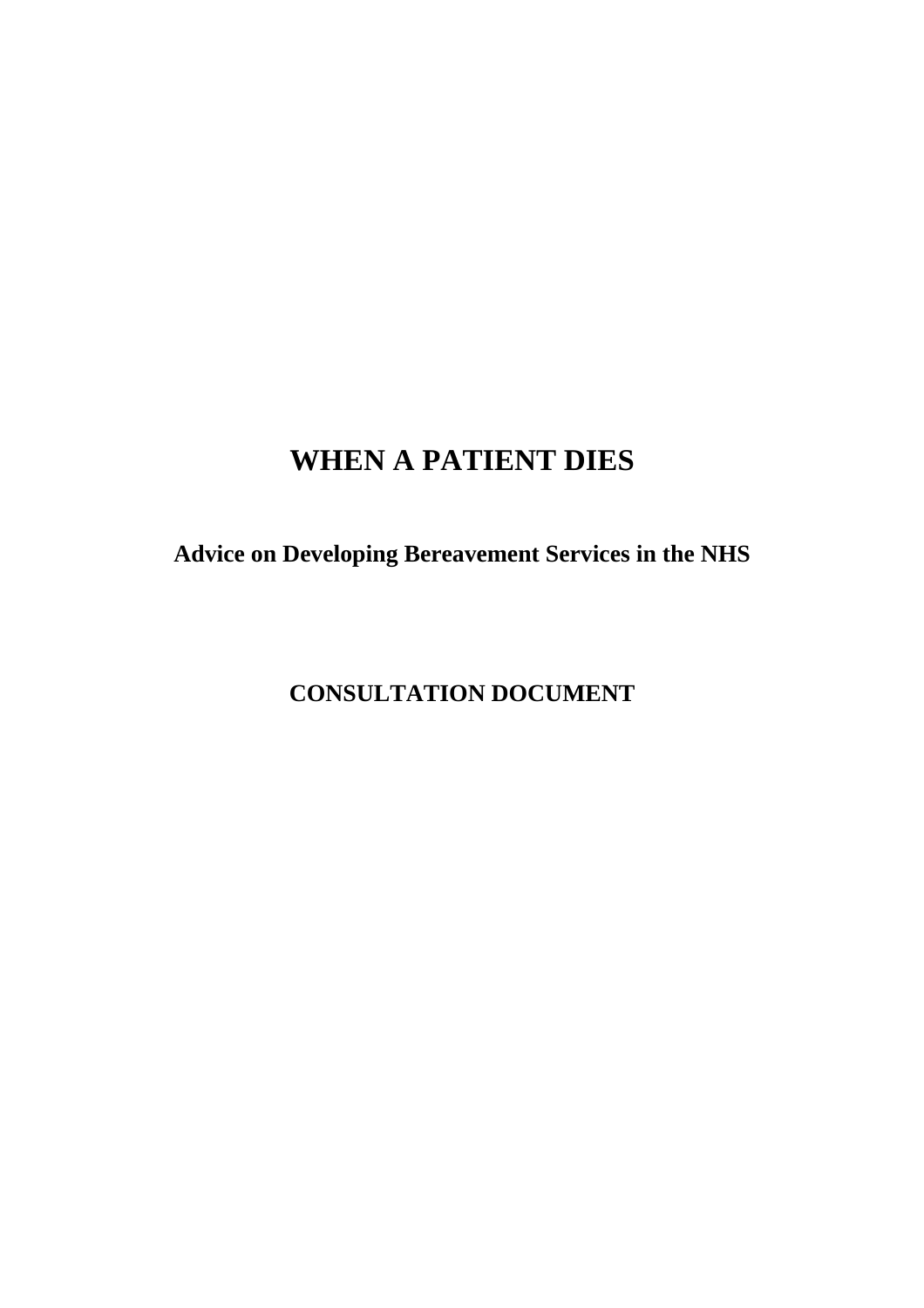# WHEN A PATIENT DIES

## Advice on Developing Bereavement Services in the NHS

## CONSULTATION DOCUMENT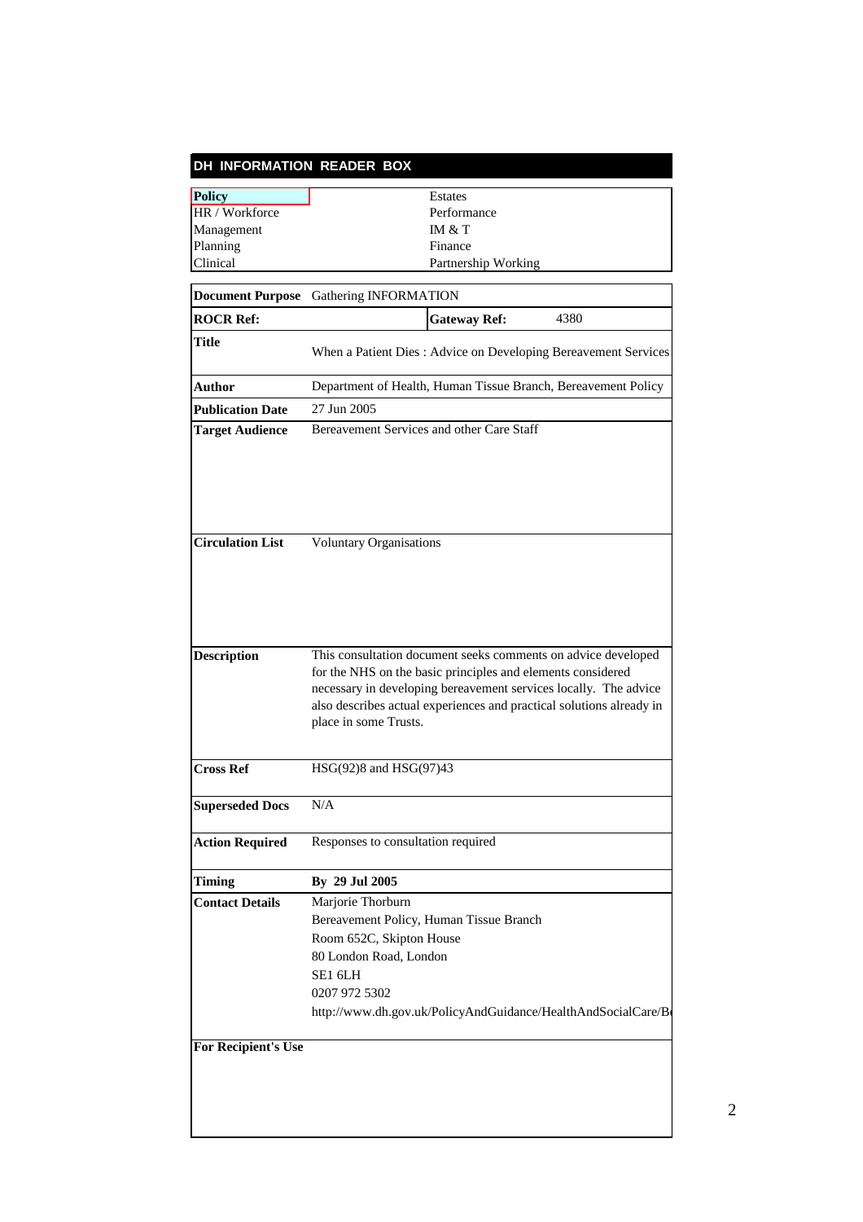## DH INFORMATION READER BOX

| | |
|---|---|
| **Policy** | Estates |
| HR / Workforce | Performance |
| Management | IM & T |
| Planning | Finance |
| Clinical | Partnership Working |

| | | | |
|---|---|---|---|
| **Document Purpose** | Gathering INFORMATION | | |
| **ROCR Ref:** | | **Gateway Ref:** | 4380 |
| **Title** | When a Patient Dies : Advice on Developing Bereavement Services | | |
| **Author** | Department of Health, Human Tissue Branch, Bereavement Policy | | |
| **Publication Date** | 27 Jun 2005 | | |
| **Target Audience** | Bereavement Services and other Care Staff | | |
| **Circulation List** | Voluntary Organisations | | |
| **Description** | This consultation document seeks comments on advice developed for the NHS on the basic principles and elements considered necessary in developing bereavement services locally. The advice also describes actual experiences and practical solutions already in place in some Trusts. | | |
| **Cross Ref** | HSG(92)8 and HSG(97)43 | | |
| **Superseded Docs** | N/A | | |
| **Action Required** | Responses to consultation required | | |
| **Timing** | **By 29 Jul 2005** | | |
| **Contact Details** | Marjorie Thorburn<br>Bereavement Policy, Human Tissue Branch<br>Room 652C, Skipton House<br>80 London Road, London<br>SE1 6LH<br>0207 972 5302<br>http://www.dh.gov.uk/PolicyAndGuidance/HealthAndSocialCare/B | | |
| **For Recipient's Use** | | | |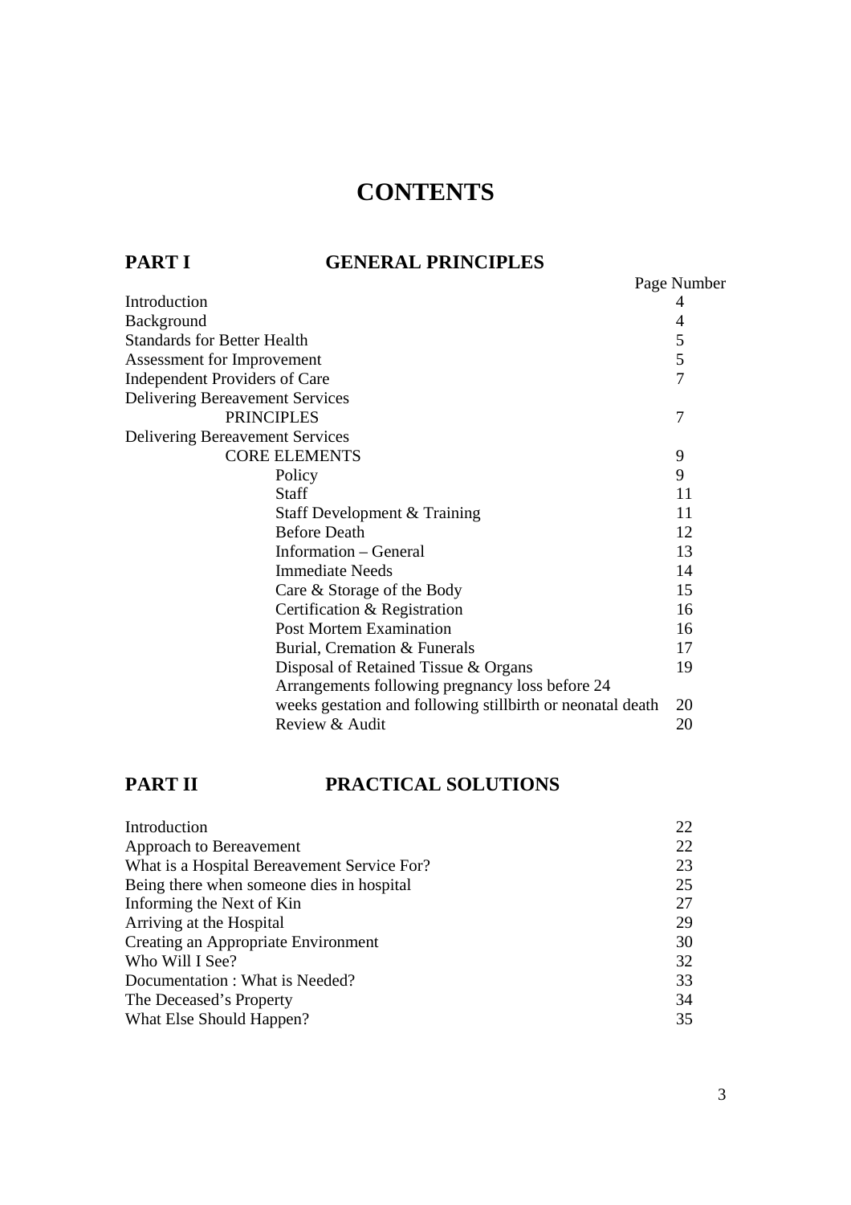# CONTENTS

## PART I GENERAL PRINCIPLES

| | Page Number |
|---|---|
| Introduction | 4 |
| Background | 4 |
| Standards for Better Health | 5 |
| Assessment for Improvement | 5 |
| Independent Providers of Care | 7 |
| Delivering Bereavement Services PRINCIPLES | 7 |
| Delivering Bereavement Services CORE ELEMENTS | 9 |
| Policy | 9 |
| Staff | 11 |
| Staff Development & Training | 11 |
| Before Death | 12 |
| Information – General | 13 |
| Immediate Needs | 14 |
| Care & Storage of the Body | 15 |
| Certification & Registration | 16 |
| Post Mortem Examination | 16 |
| Burial, Cremation & Funerals | 17 |
| Disposal of Retained Tissue & Organs | 19 |
| Arrangements following pregnancy loss before 24 weeks gestation and following stillbirth or neonatal death | 20 |
| Review & Audit | 20 |

## PART II PRACTICAL SOLUTIONS

| | |
|---|---|
| Introduction | 22 |
| Approach to Bereavement | 22 |
| What is a Hospital Bereavement Service For? | 23 |
| Being there when someone dies in hospital | 25 |
| Informing the Next of Kin | 27 |
| Arriving at the Hospital | 29 |
| Creating an Appropriate Environment | 30 |
| Who Will I See? | 32 |
| Documentation : What is Needed? | 33 |
| The Deceased's Property | 34 |
| What Else Should Happen? | 35 |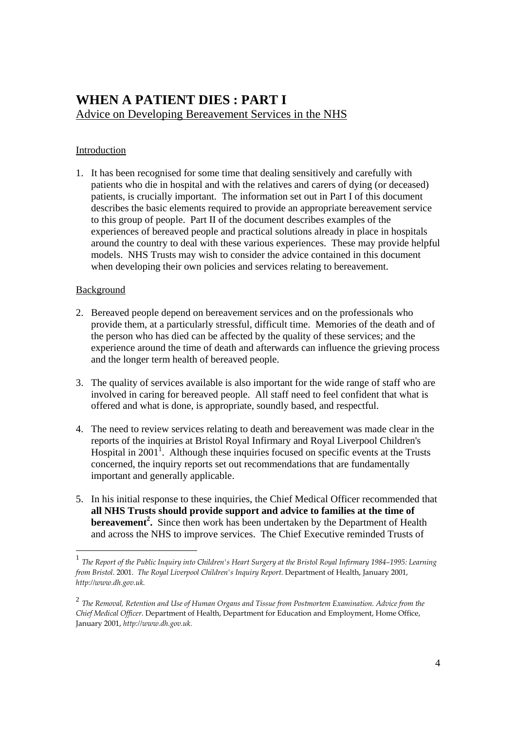# WHEN A PATIENT DIES : PART I

Advice on Developing Bereavement Services in the NHS

## Introduction

1. It has been recognised for some time that dealing sensitively and carefully with patients who die in hospital and with the relatives and carers of dying (or deceased) patients, is crucially important. The information set out in Part I of this document describes the basic elements required to provide an appropriate bereavement service to this group of people. Part II of the document describes examples of the experiences of bereaved people and practical solutions already in place in hospitals around the country to deal with these various experiences. These may provide helpful models. NHS Trusts may wish to consider the advice contained in this document when developing their own policies and services relating to bereavement.

## Background

2. Bereaved people depend on bereavement services and on the professionals who provide them, at a particularly stressful, difficult time. Memories of the death and of the person who has died can be affected by the quality of these services; and the experience around the time of death and afterwards can influence the grieving process and the longer term health of bereaved people.

3. The quality of services available is also important for the wide range of staff who are involved in caring for bereaved people. All staff need to feel confident that what is offered and what is done, is appropriate, soundly based, and respectful.

4. The need to review services relating to death and bereavement was made clear in the reports of the inquiries at Bristol Royal Infirmary and Royal Liverpool Children's Hospital in 2001[1]. Although these inquiries focused on specific events at the Trusts concerned, the inquiry reports set out recommendations that are fundamentally important and generally applicable.

5. In his initial response to these inquiries, the Chief Medical Officer recommended that **all NHS Trusts should provide support and advice to families at the time of bereavement[2].** Since then work has been undertaken by the Department of Health and across the NHS to improve services. The Chief Executive reminded Trusts of

---

[1] *The Report of the Public Inquiry into Children's Heart Surgery at the Bristol Royal Infirmary 1984–1995: Learning from Bristol.* 2001. *The Royal Liverpool Children's Inquiry Report.* Department of Health, January 2001, *http://www.dh.gov.uk.*

[2] *The Removal, Retention and Use of Human Organs and Tissue from Postmortem Examination. Advice from the Chief Medical Officer.* Department of Health, Department for Education and Employment, Home Office, January 2001, *http://www.dh.gov.uk.*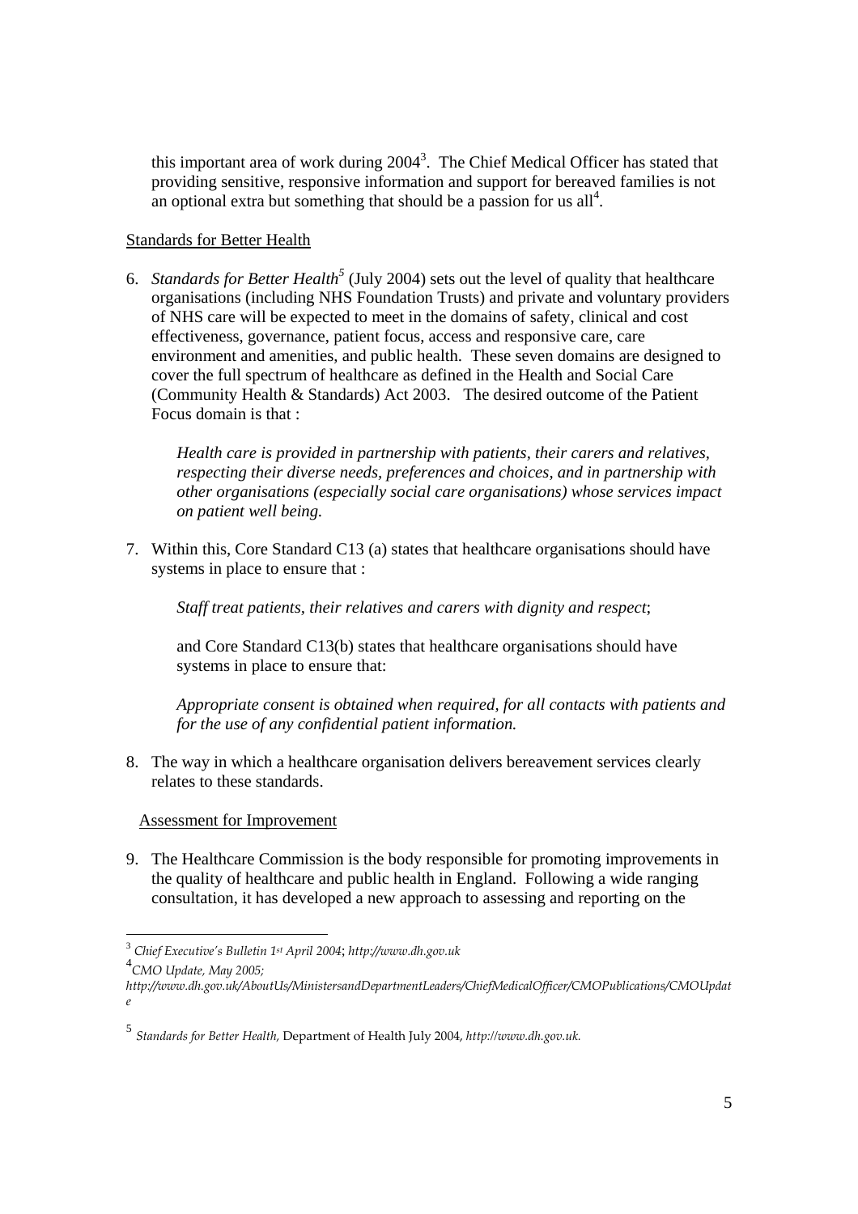this important area of work during 2004[3]. The Chief Medical Officer has stated that providing sensitive, responsive information and support for bereaved families is not an optional extra but something that should be a passion for us all[4].

Standards for Better Health

6. *Standards for Better Health*[5] (July 2004) sets out the level of quality that healthcare organisations (including NHS Foundation Trusts) and private and voluntary providers of NHS care will be expected to meet in the domains of safety, clinical and cost effectiveness, governance, patient focus, access and responsive care, care environment and amenities, and public health. These seven domains are designed to cover the full spectrum of healthcare as defined in the Health and Social Care (Community Health & Standards) Act 2003. The desired outcome of the Patient Focus domain is that :

   *Health care is provided in partnership with patients, their carers and relatives, respecting their diverse needs, preferences and choices, and in partnership with other organisations (especially social care organisations) whose services impact on patient well being.*

7. Within this, Core Standard C13 (a) states that healthcare organisations should have systems in place to ensure that :

   *Staff treat patients, their relatives and carers with dignity and respect*;

   and Core Standard C13(b) states that healthcare organisations should have systems in place to ensure that:

   *Appropriate consent is obtained when required, for all contacts with patients and for the use of any confidential patient information.*

8. The way in which a healthcare organisation delivers bereavement services clearly relates to these standards.

Assessment for Improvement

9. The Healthcare Commission is the body responsible for promoting improvements in the quality of healthcare and public health in England. Following a wide ranging consultation, it has developed a new approach to assessing and reporting on the

---

[3] *Chief Executive's Bulletin 1st April 2004*; *http://www.dh.gov.uk*

[4] *CMO Update, May 2005; http://www.dh.gov.uk/AboutUs/MinistersandDepartmentLeaders/ChiefMedicalOfficer/CMOPublications/CMOUpdate*

[5] *Standards for Better Health*, Department of Health July 2004, *http://www.dh.gov.uk.*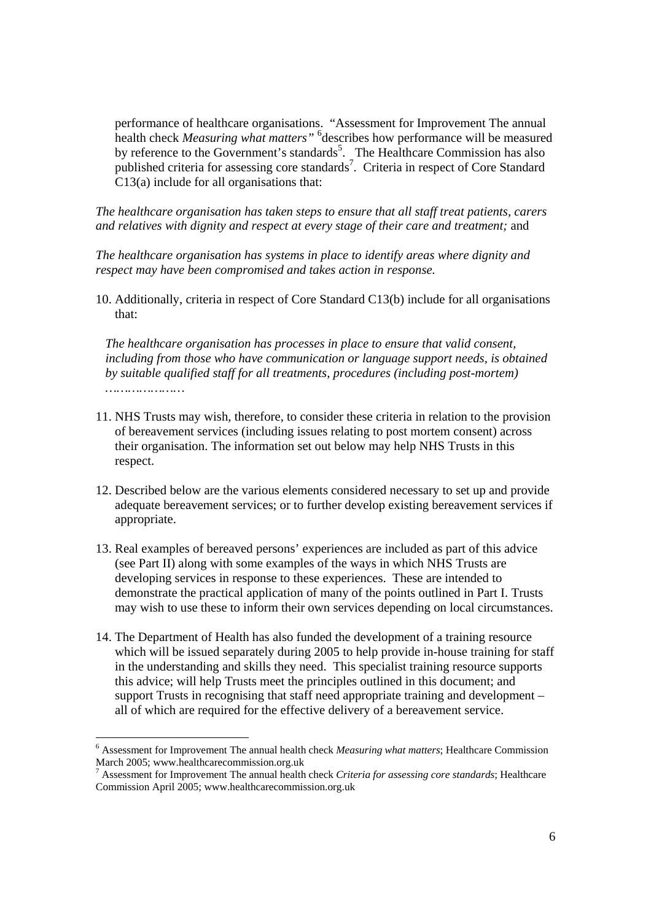performance of healthcare organisations. "Assessment for Improvement The annual health check *Measuring what matters"* [6]describes how performance will be measured by reference to the Government's standards[5]. The Healthcare Commission has also published criteria for assessing core standards[7]. Criteria in respect of Core Standard C13(a) include for all organisations that:

*The healthcare organisation has taken steps to ensure that all staff treat patients, carers and relatives with dignity and respect at every stage of their care and treatment;* and

*The healthcare organisation has systems in place to identify areas where dignity and respect may have been compromised and takes action in response.*

10. Additionally, criteria in respect of Core Standard C13(b) include for all organisations that:

    *The healthcare organisation has processes in place to ensure that valid consent, including from those who have communication or language support needs, is obtained by suitable qualified staff for all treatments, procedures (including post-mortem) …………………*

11. NHS Trusts may wish, therefore, to consider these criteria in relation to the provision of bereavement services (including issues relating to post mortem consent) across their organisation. The information set out below may help NHS Trusts in this respect.

12. Described below are the various elements considered necessary to set up and provide adequate bereavement services; or to further develop existing bereavement services if appropriate.

13. Real examples of bereaved persons' experiences are included as part of this advice (see Part II) along with some examples of the ways in which NHS Trusts are developing services in response to these experiences. These are intended to demonstrate the practical application of many of the points outlined in Part I. Trusts may wish to use these to inform their own services depending on local circumstances.

14. The Department of Health has also funded the development of a training resource which will be issued separately during 2005 to help provide in-house training for staff in the understanding and skills they need. This specialist training resource supports this advice; will help Trusts meet the principles outlined in this document; and support Trusts in recognising that staff need appropriate training and development – all of which are required for the effective delivery of a bereavement service.

---

[6] Assessment for Improvement The annual health check *Measuring what matters*; Healthcare Commission March 2005; www.healthcarecommission.org.uk

[7] Assessment for Improvement The annual health check *Criteria for assessing core standards*; Healthcare Commission April 2005; www.healthcarecommission.org.uk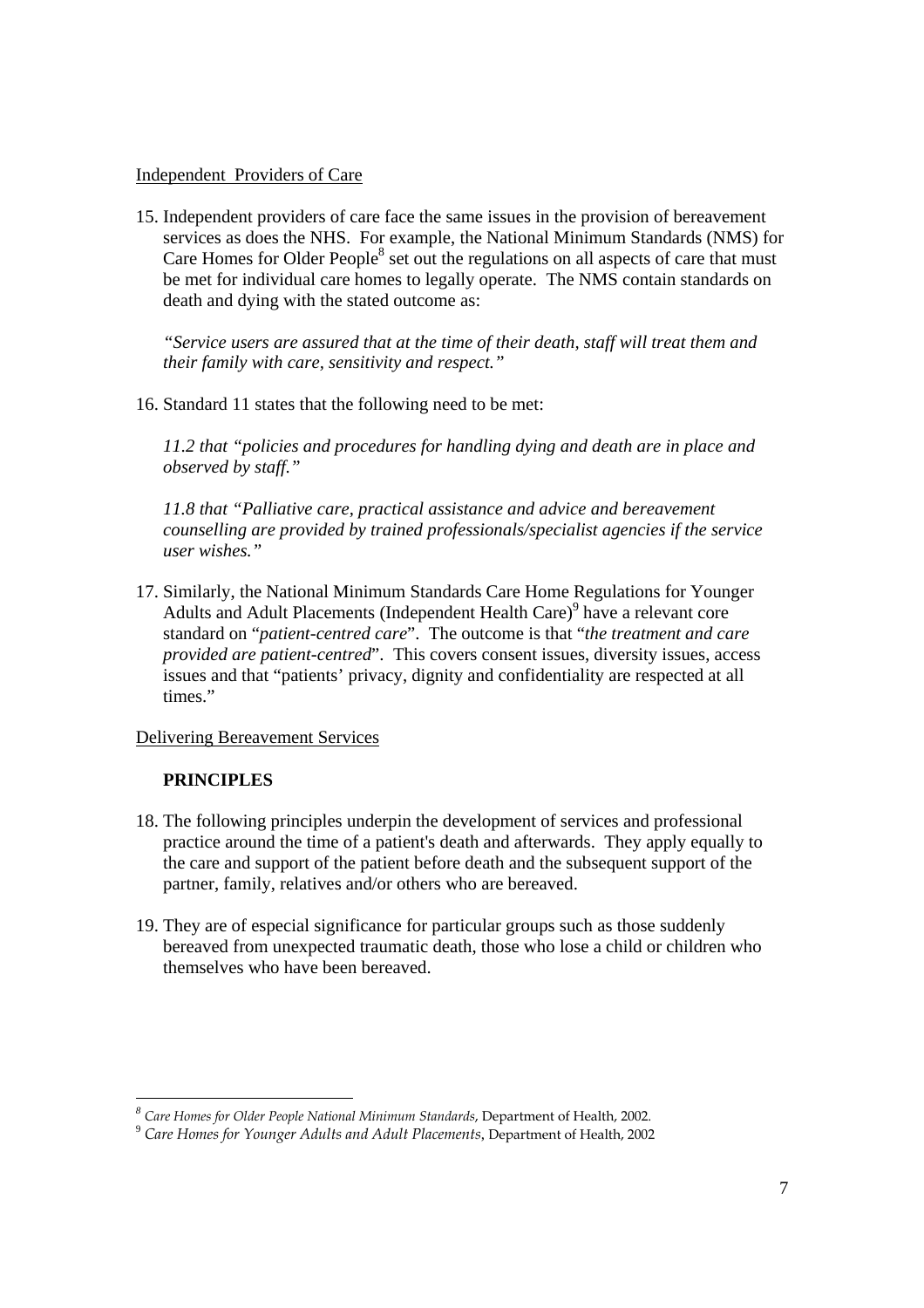Independent  Providers of Care

15. Independent providers of care face the same issues in the provision of bereavement services as does the NHS.  For example, the National Minimum Standards (NMS) for Care Homes for Older People[8] set out the regulations on all aspects of care that must be met for individual care homes to legally operate.  The NMS contain standards on death and dying with the stated outcome as:

    *"Service users are assured that at the time of their death, staff will treat them and their family with care, sensitivity and respect."*

16. Standard 11 states that the following need to be met:

    *11.2 that "policies and procedures for handling dying and death are in place and observed by staff."*

    *11.8 that "Palliative care, practical assistance and advice and bereavement counselling are provided by trained professionals/specialist agencies if the service user wishes."*

17. Similarly, the National Minimum Standards Care Home Regulations for Younger Adults and Adult Placements (Independent Health Care)[9] have a relevant core standard on "*patient-centred care*".  The outcome is that "*the treatment and care provided are patient-centred*".  This covers consent issues, diversity issues, access issues and that "patients' privacy, dignity and confidentiality are respected at all times."

Delivering Bereavement Services

**PRINCIPLES**

18. The following principles underpin the development of services and professional practice around the time of a patient's death and afterwards.  They apply equally to the care and support of the patient before death and the subsequent support of the partner, family, relatives and/or others who are bereaved.

19. They are of especial significance for particular groups such as those suddenly bereaved from unexpected traumatic death, those who lose a child or children who themselves who have been bereaved.

---

[8] *Care Homes for Older People National Minimum Standards*, Department of Health, 2002.

[9] *Care Homes for Younger Adults and Adult Placements*, Department of Health, 2002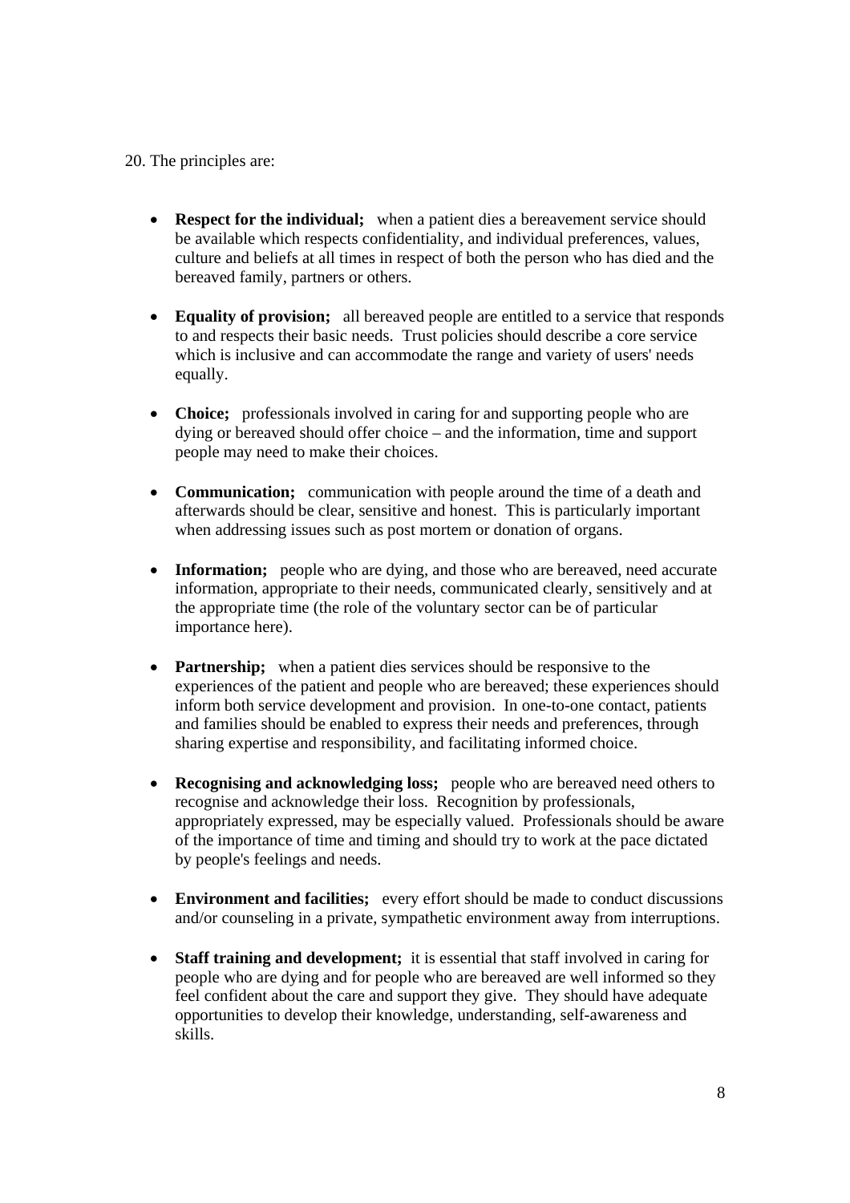20. The principles are:

- **Respect for the individual;** when a patient dies a bereavement service should be available which respects confidentiality, and individual preferences, values, culture and beliefs at all times in respect of both the person who has died and the bereaved family, partners or others.

- **Equality of provision;** all bereaved people are entitled to a service that responds to and respects their basic needs. Trust policies should describe a core service which is inclusive and can accommodate the range and variety of users' needs equally.

- **Choice;** professionals involved in caring for and supporting people who are dying or bereaved should offer choice – and the information, time and support people may need to make their choices.

- **Communication;** communication with people around the time of a death and afterwards should be clear, sensitive and honest. This is particularly important when addressing issues such as post mortem or donation of organs.

- **Information;** people who are dying, and those who are bereaved, need accurate information, appropriate to their needs, communicated clearly, sensitively and at the appropriate time (the role of the voluntary sector can be of particular importance here).

- **Partnership;** when a patient dies services should be responsive to the experiences of the patient and people who are bereaved; these experiences should inform both service development and provision. In one-to-one contact, patients and families should be enabled to express their needs and preferences, through sharing expertise and responsibility, and facilitating informed choice.

- **Recognising and acknowledging loss;** people who are bereaved need others to recognise and acknowledge their loss. Recognition by professionals, appropriately expressed, may be especially valued. Professionals should be aware of the importance of time and timing and should try to work at the pace dictated by people's feelings and needs.

- **Environment and facilities;** every effort should be made to conduct discussions and/or counseling in a private, sympathetic environment away from interruptions.

- **Staff training and development;** it is essential that staff involved in caring for people who are dying and for people who are bereaved are well informed so they feel confident about the care and support they give. They should have adequate opportunities to develop their knowledge, understanding, self-awareness and skills.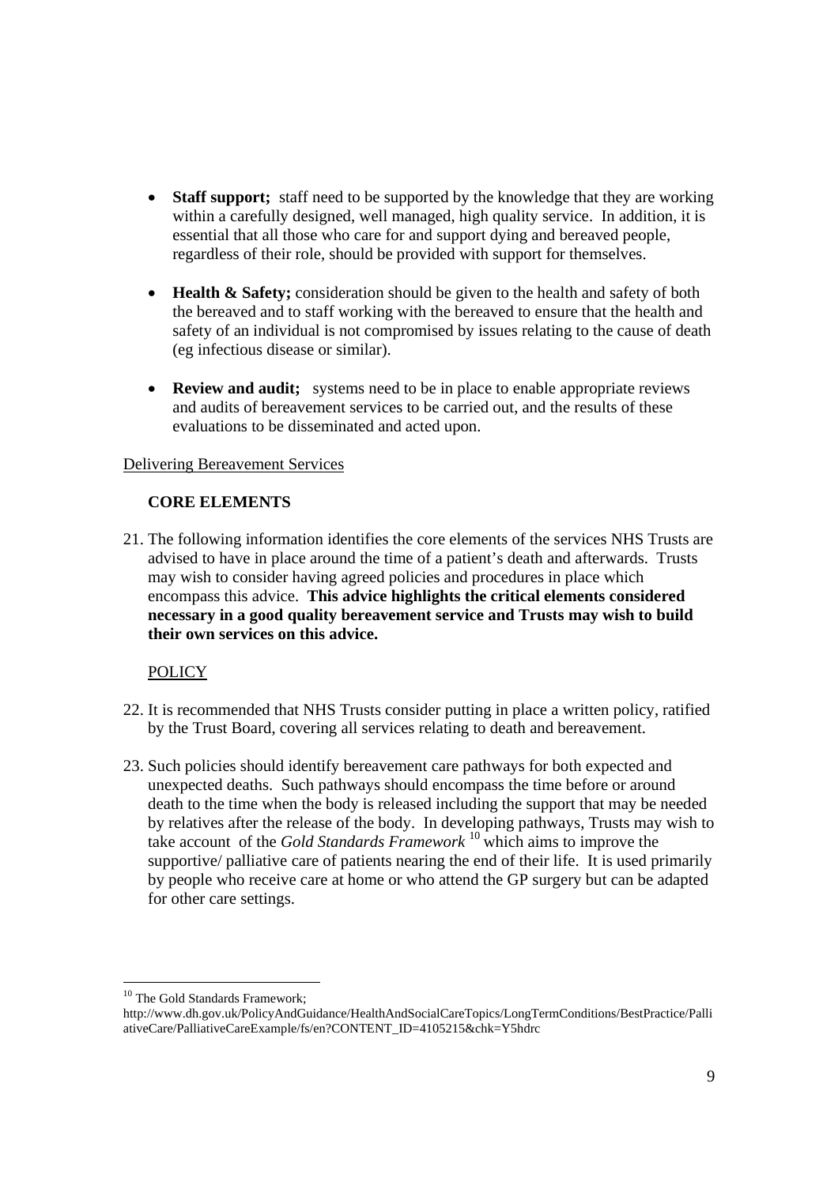- **Staff support;** staff need to be supported by the knowledge that they are working within a carefully designed, well managed, high quality service. In addition, it is essential that all those who care for and support dying and bereaved people, regardless of their role, should be provided with support for themselves.

- **Health & Safety;** consideration should be given to the health and safety of both the bereaved and to staff working with the bereaved to ensure that the health and safety of an individual is not compromised by issues relating to the cause of death (eg infectious disease or similar).

- **Review and audit;** systems need to be in place to enable appropriate reviews and audits of bereavement services to be carried out, and the results of these evaluations to be disseminated and acted upon.

<u>Delivering Bereavement Services</u>

**CORE ELEMENTS**

21. The following information identifies the core elements of the services NHS Trusts are advised to have in place around the time of a patient's death and afterwards. Trusts may wish to consider having agreed policies and procedures in place which encompass this advice. **This advice highlights the critical elements considered necessary in a good quality bereavement service and Trusts may wish to build their own services on this advice.**

<u>POLICY</u>

22. It is recommended that NHS Trusts consider putting in place a written policy, ratified by the Trust Board, covering all services relating to death and bereavement.

23. Such policies should identify bereavement care pathways for both expected and unexpected deaths. Such pathways should encompass the time before or around death to the time when the body is released including the support that may be needed by relatives after the release of the body. In developing pathways, Trusts may wish to take account of the *Gold Standards Framework* [10] which aims to improve the supportive/ palliative care of patients nearing the end of their life. It is used primarily by people who receive care at home or who attend the GP surgery but can be adapted for other care settings.

---

[10] The Gold Standards Framework; http://www.dh.gov.uk/PolicyAndGuidance/HealthAndSocialCareTopics/LongTermConditions/BestPractice/PalliativeCare/PalliativeCareExample/fs/en?CONTENT_ID=4105215&chk=Y5hdrc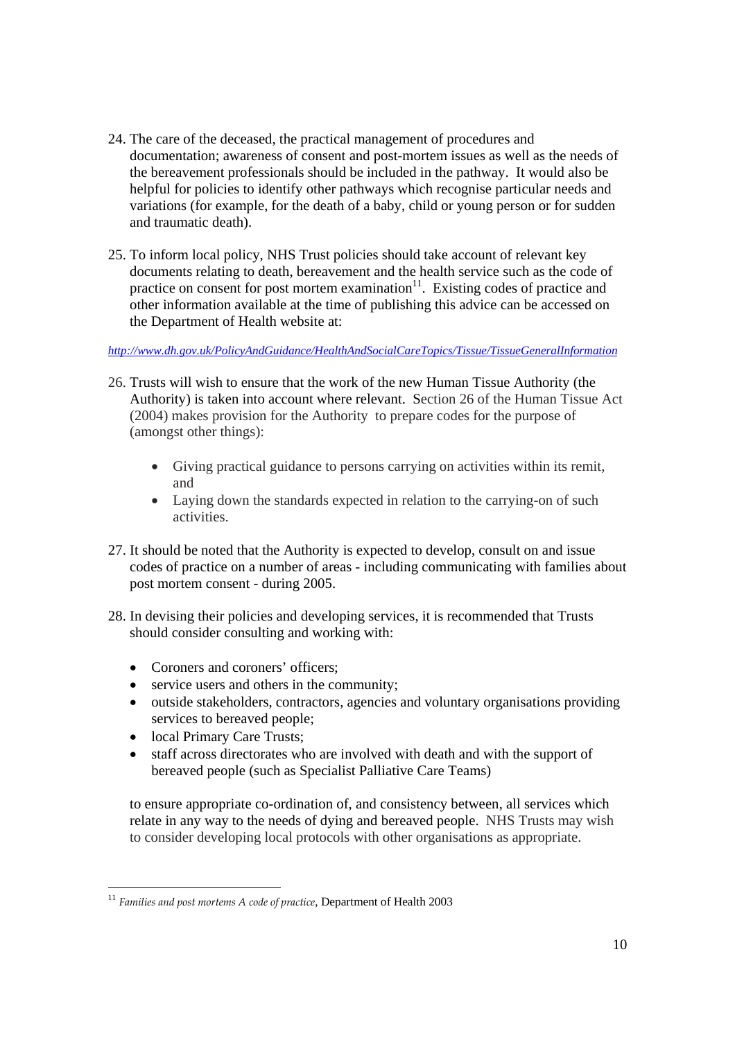24. The care of the deceased, the practical management of procedures and documentation; awareness of consent and post-mortem issues as well as the needs of the bereavement professionals should be included in the pathway. It would also be helpful for policies to identify other pathways which recognise particular needs and variations (for example, for the death of a baby, child or young person or for sudden and traumatic death).

25. To inform local policy, NHS Trust policies should take account of relevant key documents relating to death, bereavement and the health service such as the code of practice on consent for post mortem examination[11]. Existing codes of practice and other information available at the time of publishing this advice can be accessed on the Department of Health website at:

*http://www.dh.gov.uk/PolicyAndGuidance/HealthAndSocialCareTopics/Tissue/TissueGeneralInformation*

26. Trusts will wish to ensure that the work of the new Human Tissue Authority (the Authority) is taken into account where relevant. Section 26 of the Human Tissue Act (2004) makes provision for the Authority to prepare codes for the purpose of (amongst other things):

    - Giving practical guidance to persons carrying on activities within its remit, and
    - Laying down the standards expected in relation to the carrying-on of such activities.

27. It should be noted that the Authority is expected to develop, consult on and issue codes of practice on a number of areas - including communicating with families about post mortem consent - during 2005.

28. In devising their policies and developing services, it is recommended that Trusts should consider consulting and working with:

    - Coroners and coroners' officers;
    - service users and others in the community;
    - outside stakeholders, contractors, agencies and voluntary organisations providing services to bereaved people;
    - local Primary Care Trusts;
    - staff across directorates who are involved with death and with the support of bereaved people (such as Specialist Palliative Care Teams)

    to ensure appropriate co-ordination of, and consistency between, all services which relate in any way to the needs of dying and bereaved people. NHS Trusts may wish to consider developing local protocols with other organisations as appropriate.

---

[11] *Families and post mortems A code of practice*, Department of Health 2003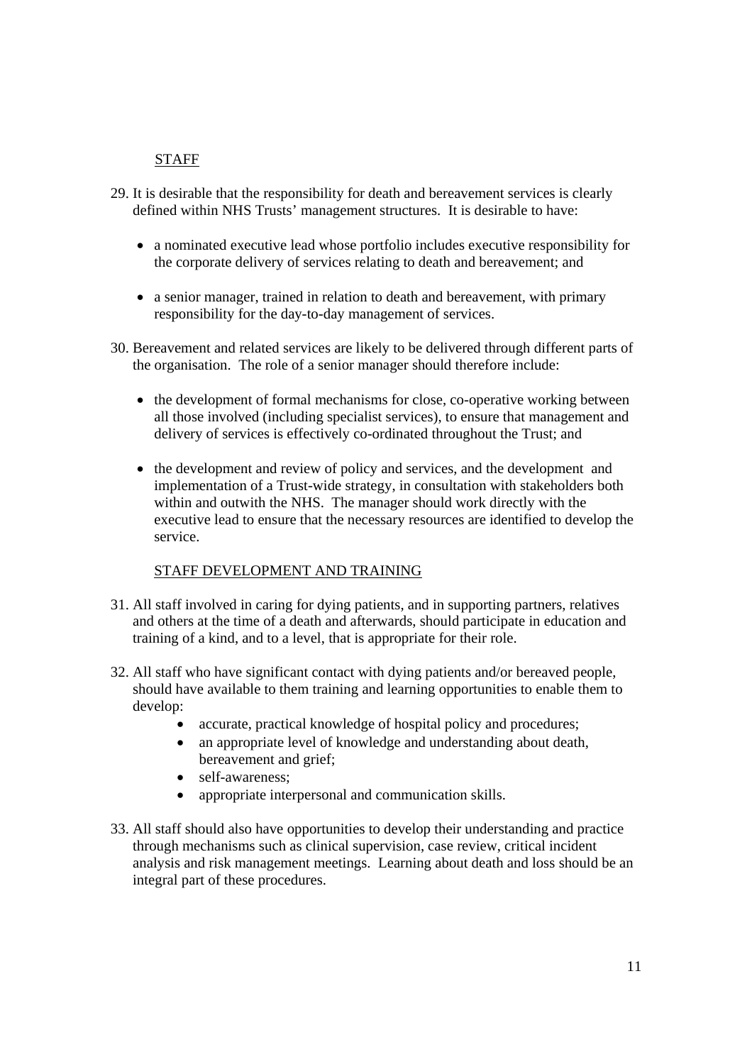## STAFF

29. It is desirable that the responsibility for death and bereavement services is clearly defined within NHS Trusts' management structures. It is desirable to have:

    - a nominated executive lead whose portfolio includes executive responsibility for the corporate delivery of services relating to death and bereavement; and

    - a senior manager, trained in relation to death and bereavement, with primary responsibility for the day-to-day management of services.

30. Bereavement and related services are likely to be delivered through different parts of the organisation. The role of a senior manager should therefore include:

    - the development of formal mechanisms for close, co-operative working between all those involved (including specialist services), to ensure that management and delivery of services is effectively co-ordinated throughout the Trust; and

    - the development and review of policy and services, and the development and implementation of a Trust-wide strategy, in consultation with stakeholders both within and outwith the NHS. The manager should work directly with the executive lead to ensure that the necessary resources are identified to develop the service.

## STAFF DEVELOPMENT AND TRAINING

31. All staff involved in caring for dying patients, and in supporting partners, relatives and others at the time of a death and afterwards, should participate in education and training of a kind, and to a level, that is appropriate for their role.

32. All staff who have significant contact with dying patients and/or bereaved people, should have available to them training and learning opportunities to enable them to develop:
    - accurate, practical knowledge of hospital policy and procedures;
    - an appropriate level of knowledge and understanding about death, bereavement and grief;
    - self-awareness;
    - appropriate interpersonal and communication skills.

33. All staff should also have opportunities to develop their understanding and practice through mechanisms such as clinical supervision, case review, critical incident analysis and risk management meetings. Learning about death and loss should be an integral part of these procedures.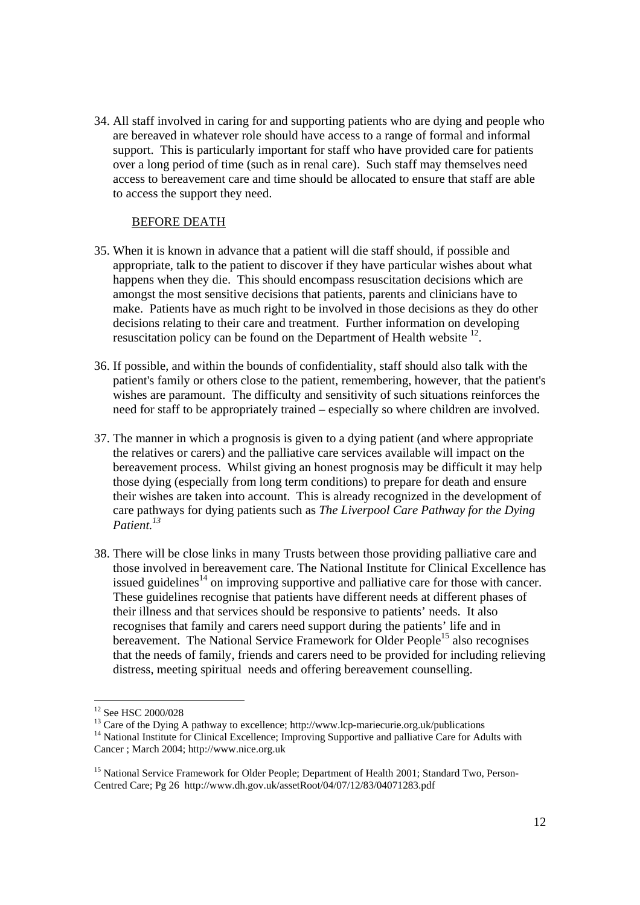34. All staff involved in caring for and supporting patients who are dying and people who are bereaved in whatever role should have access to a range of formal and informal support. This is particularly important for staff who have provided care for patients over a long period of time (such as in renal care). Such staff may themselves need access to bereavement care and time should be allocated to ensure that staff are able to access the support they need.

## BEFORE DEATH

35. When it is known in advance that a patient will die staff should, if possible and appropriate, talk to the patient to discover if they have particular wishes about what happens when they die. This should encompass resuscitation decisions which are amongst the most sensitive decisions that patients, parents and clinicians have to make. Patients have as much right to be involved in those decisions as they do other decisions relating to their care and treatment. Further information on developing resuscitation policy can be found on the Department of Health website [12].

36. If possible, and within the bounds of confidentiality, staff should also talk with the patient's family or others close to the patient, remembering, however, that the patient's wishes are paramount. The difficulty and sensitivity of such situations reinforces the need for staff to be appropriately trained – especially so where children are involved.

37. The manner in which a prognosis is given to a dying patient (and where appropriate the relatives or carers) and the palliative care services available will impact on the bereavement process. Whilst giving an honest prognosis may be difficult it may help those dying (especially from long term conditions) to prepare for death and ensure their wishes are taken into account. This is already recognized in the development of care pathways for dying patients such as *The Liverpool Care Pathway for the Dying Patient.*[13]

38. There will be close links in many Trusts between those providing palliative care and those involved in bereavement care. The National Institute for Clinical Excellence has issued guidelines[14] on improving supportive and palliative care for those with cancer. These guidelines recognise that patients have different needs at different phases of their illness and that services should be responsive to patients' needs. It also recognises that family and carers need support during the patients' life and in bereavement. The National Service Framework for Older People[15] also recognises that the needs of family, friends and carers need to be provided for including relieving distress, meeting spiritual needs and offering bereavement counselling.

---

[12] See HSC 2000/028

[13] Care of the Dying A pathway to excellence; http://www.lcp-mariecurie.org.uk/publications

[14] National Institute for Clinical Excellence; Improving Supportive and palliative Care for Adults with Cancer ; March 2004; http://www.nice.org.uk

[15] National Service Framework for Older People; Department of Health 2001; Standard Two, Person-Centred Care; Pg 26 http://www.dh.gov.uk/assetRoot/04/07/12/83/04071283.pdf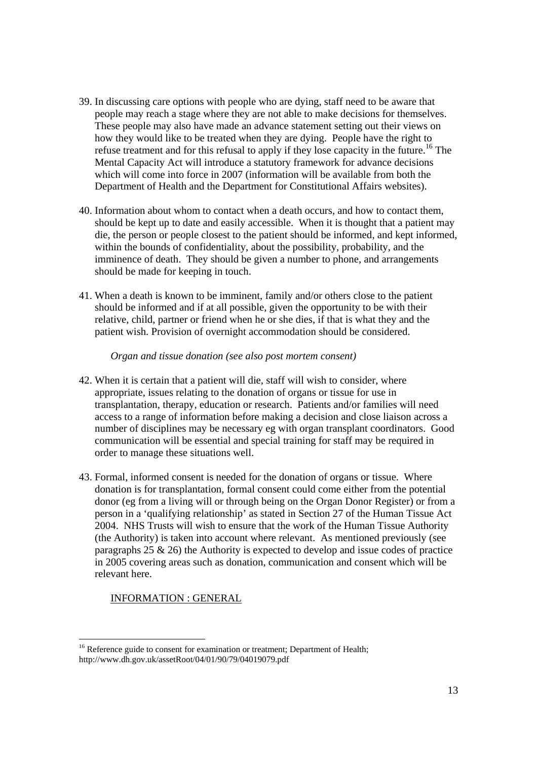39. In discussing care options with people who are dying, staff need to be aware that people may reach a stage where they are not able to make decisions for themselves. These people may also have made an advance statement setting out their views on how they would like to be treated when they are dying. People have the right to refuse treatment and for this refusal to apply if they lose capacity in the future.[16] The Mental Capacity Act will introduce a statutory framework for advance decisions which will come into force in 2007 (information will be available from both the Department of Health and the Department for Constitutional Affairs websites).

40. Information about whom to contact when a death occurs, and how to contact them, should be kept up to date and easily accessible. When it is thought that a patient may die, the person or people closest to the patient should be informed, and kept informed, within the bounds of confidentiality, about the possibility, probability, and the imminence of death. They should be given a number to phone, and arrangements should be made for keeping in touch.

41. When a death is known to be imminent, family and/or others close to the patient should be informed and if at all possible, given the opportunity to be with their relative, child, partner or friend when he or she dies, if that is what they and the patient wish. Provision of overnight accommodation should be considered.

*Organ and tissue donation (see also post mortem consent)*

42. When it is certain that a patient will die, staff will wish to consider, where appropriate, issues relating to the donation of organs or tissue for use in transplantation, therapy, education or research. Patients and/or families will need access to a range of information before making a decision and close liaison across a number of disciplines may be necessary eg with organ transplant coordinators. Good communication will be essential and special training for staff may be required in order to manage these situations well.

43. Formal, informed consent is needed for the donation of organs or tissue. Where donation is for transplantation, formal consent could come either from the potential donor (eg from a living will or through being on the Organ Donor Register) or from a person in a 'qualifying relationship' as stated in Section 27 of the Human Tissue Act 2004. NHS Trusts will wish to ensure that the work of the Human Tissue Authority (the Authority) is taken into account where relevant. As mentioned previously (see paragraphs 25 & 26) the Authority is expected to develop and issue codes of practice in 2005 covering areas such as donation, communication and consent which will be relevant here.

INFORMATION : GENERAL

---

[16] Reference guide to consent for examination or treatment; Department of Health; http://www.dh.gov.uk/assetRoot/04/01/90/79/04019079.pdf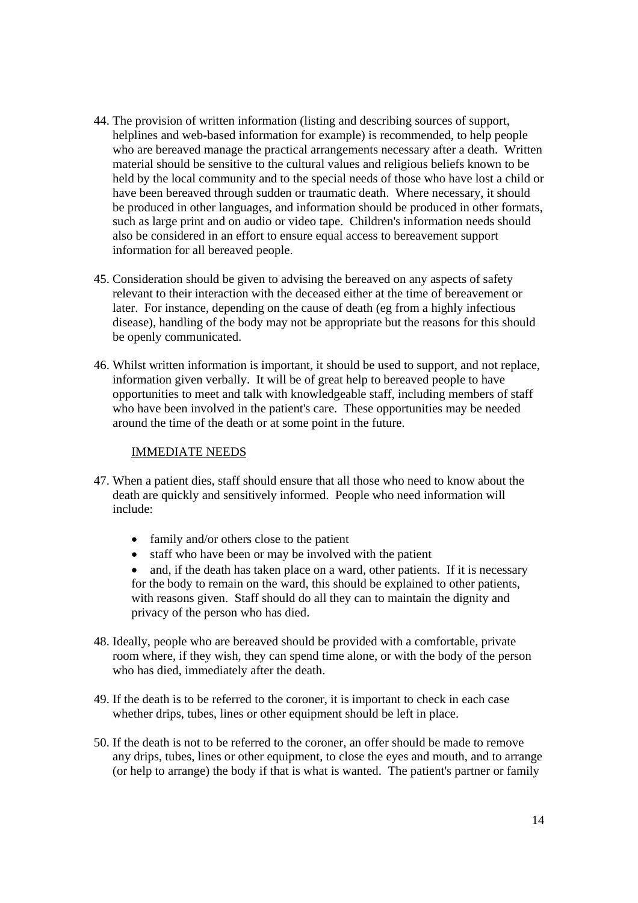44. The provision of written information (listing and describing sources of support, helplines and web-based information for example) is recommended, to help people who are bereaved manage the practical arrangements necessary after a death. Written material should be sensitive to the cultural values and religious beliefs known to be held by the local community and to the special needs of those who have lost a child or have been bereaved through sudden or traumatic death. Where necessary, it should be produced in other languages, and information should be produced in other formats, such as large print and on audio or video tape. Children's information needs should also be considered in an effort to ensure equal access to bereavement support information for all bereaved people.

45. Consideration should be given to advising the bereaved on any aspects of safety relevant to their interaction with the deceased either at the time of bereavement or later. For instance, depending on the cause of death (eg from a highly infectious disease), handling of the body may not be appropriate but the reasons for this should be openly communicated.

46. Whilst written information is important, it should be used to support, and not replace, information given verbally. It will be of great help to bereaved people to have opportunities to meet and talk with knowledgeable staff, including members of staff who have been involved in the patient's care. These opportunities may be needed around the time of the death or at some point in the future.

## IMMEDIATE NEEDS

47. When a patient dies, staff should ensure that all those who need to know about the death are quickly and sensitively informed. People who need information will include:

    - family and/or others close to the patient
    - staff who have been or may be involved with the patient
    - and, if the death has taken place on a ward, other patients. If it is necessary for the body to remain on the ward, this should be explained to other patients, with reasons given. Staff should do all they can to maintain the dignity and privacy of the person who has died.

48. Ideally, people who are bereaved should be provided with a comfortable, private room where, if they wish, they can spend time alone, or with the body of the person who has died, immediately after the death.

49. If the death is to be referred to the coroner, it is important to check in each case whether drips, tubes, lines or other equipment should be left in place.

50. If the death is not to be referred to the coroner, an offer should be made to remove any drips, tubes, lines or other equipment, to close the eyes and mouth, and to arrange (or help to arrange) the body if that is what is wanted. The patient's partner or family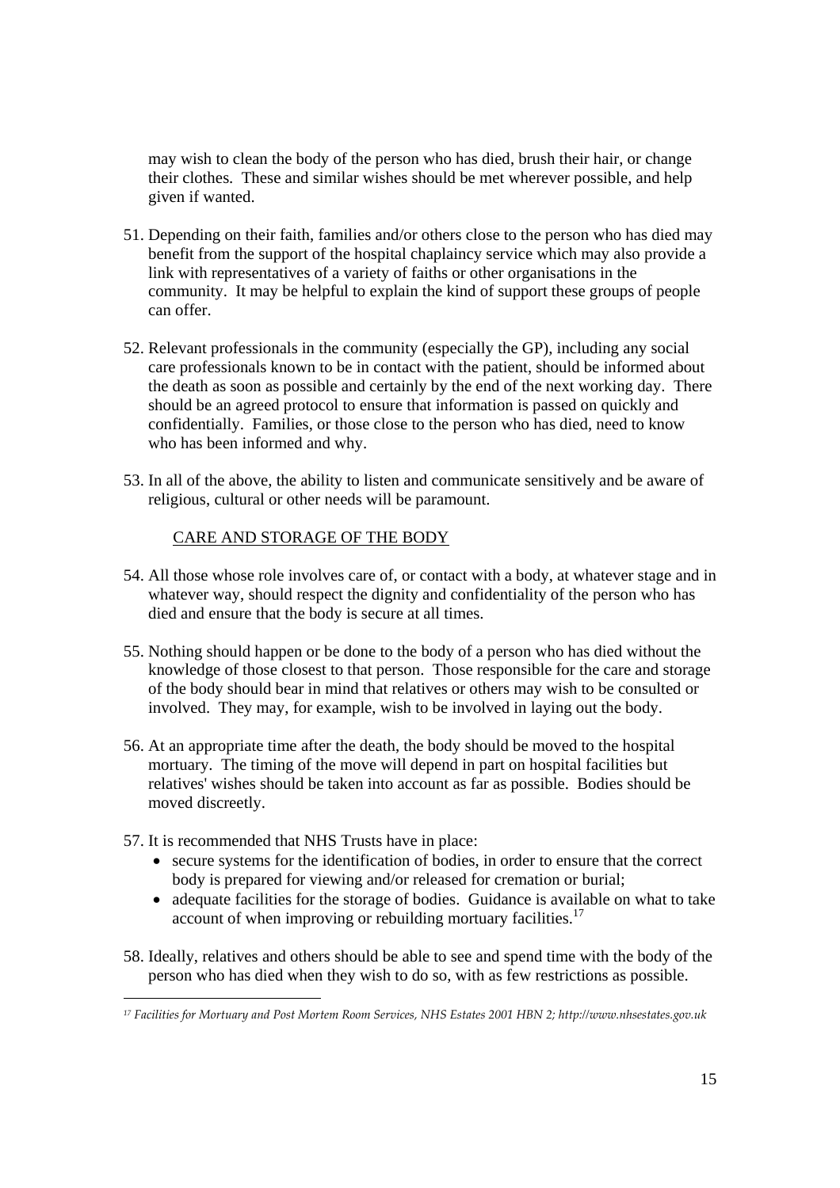may wish to clean the body of the person who has died, brush their hair, or change their clothes. These and similar wishes should be met wherever possible, and help given if wanted.

51. Depending on their faith, families and/or others close to the person who has died may benefit from the support of the hospital chaplaincy service which may also provide a link with representatives of a variety of faiths or other organisations in the community. It may be helpful to explain the kind of support these groups of people can offer.

52. Relevant professionals in the community (especially the GP), including any social care professionals known to be in contact with the patient, should be informed about the death as soon as possible and certainly by the end of the next working day. There should be an agreed protocol to ensure that information is passed on quickly and confidentially. Families, or those close to the person who has died, need to know who has been informed and why.

53. In all of the above, the ability to listen and communicate sensitively and be aware of religious, cultural or other needs will be paramount.

## CARE AND STORAGE OF THE BODY

54. All those whose role involves care of, or contact with a body, at whatever stage and in whatever way, should respect the dignity and confidentiality of the person who has died and ensure that the body is secure at all times.

55. Nothing should happen or be done to the body of a person who has died without the knowledge of those closest to that person. Those responsible for the care and storage of the body should bear in mind that relatives or others may wish to be consulted or involved. They may, for example, wish to be involved in laying out the body.

56. At an appropriate time after the death, the body should be moved to the hospital mortuary. The timing of the move will depend in part on hospital facilities but relatives' wishes should be taken into account as far as possible. Bodies should be moved discreetly.

57. It is recommended that NHS Trusts have in place:
    - secure systems for the identification of bodies, in order to ensure that the correct body is prepared for viewing and/or released for cremation or burial;
    - adequate facilities for the storage of bodies. Guidance is available on what to take account of when improving or rebuilding mortuary facilities.[17]

58. Ideally, relatives and others should be able to see and spend time with the body of the person who has died when they wish to do so, with as few restrictions as possible.

---

[17] *Facilities for Mortuary and Post Mortem Room Services, NHS Estates 2001 HBN 2; http://www.nhsestates.gov.uk*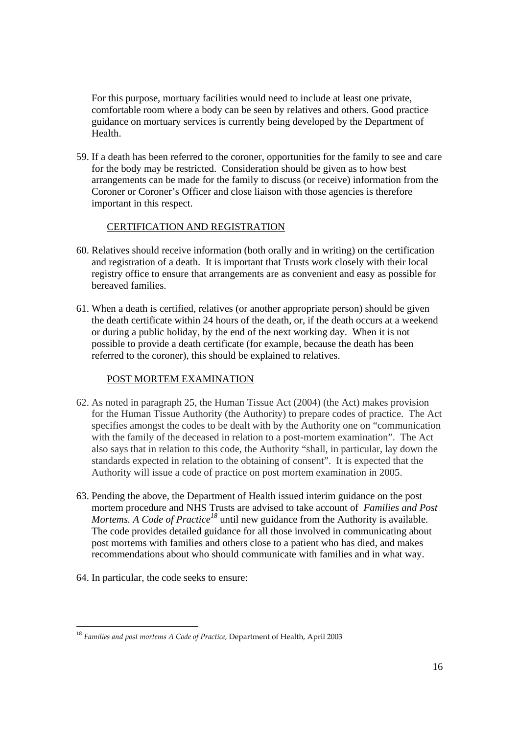For this purpose, mortuary facilities would need to include at least one private, comfortable room where a body can be seen by relatives and others. Good practice guidance on mortuary services is currently being developed by the Department of Health.

59. If a death has been referred to the coroner, opportunities for the family to see and care for the body may be restricted. Consideration should be given as to how best arrangements can be made for the family to discuss (or receive) information from the Coroner or Coroner's Officer and close liaison with those agencies is therefore important in this respect.

## CERTIFICATION AND REGISTRATION

60. Relatives should receive information (both orally and in writing) on the certification and registration of a death. It is important that Trusts work closely with their local registry office to ensure that arrangements are as convenient and easy as possible for bereaved families.

61. When a death is certified, relatives (or another appropriate person) should be given the death certificate within 24 hours of the death, or, if the death occurs at a weekend or during a public holiday, by the end of the next working day. When it is not possible to provide a death certificate (for example, because the death has been referred to the coroner), this should be explained to relatives.

## POST MORTEM EXAMINATION

62. As noted in paragraph 25, the Human Tissue Act (2004) (the Act) makes provision for the Human Tissue Authority (the Authority) to prepare codes of practice. The Act specifies amongst the codes to be dealt with by the Authority one on "communication with the family of the deceased in relation to a post-mortem examination". The Act also says that in relation to this code, the Authority "shall, in particular, lay down the standards expected in relation to the obtaining of consent". It is expected that the Authority will issue a code of practice on post mortem examination in 2005.

63. Pending the above, the Department of Health issued interim guidance on the post mortem procedure and NHS Trusts are advised to take account of *Families and Post Mortems. A Code of Practice*[18] until new guidance from the Authority is available. The code provides detailed guidance for all those involved in communicating about post mortems with families and others close to a patient who has died, and makes recommendations about who should communicate with families and in what way.

64. In particular, the code seeks to ensure:

---

[18] *Families and post mortems A Code of Practice,* Department of Health, April 2003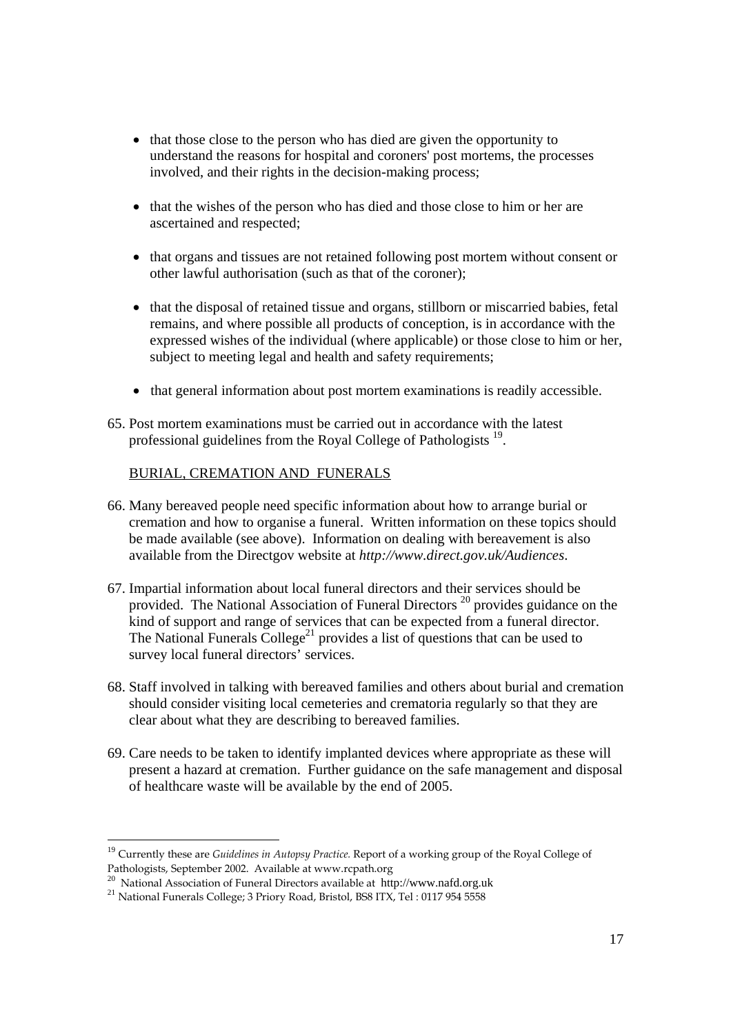- that those close to the person who has died are given the opportunity to understand the reasons for hospital and coroners' post mortems, the processes involved, and their rights in the decision-making process;

- that the wishes of the person who has died and those close to him or her are ascertained and respected;

- that organs and tissues are not retained following post mortem without consent or other lawful authorisation (such as that of the coroner);

- that the disposal of retained tissue and organs, stillborn or miscarried babies, fetal remains, and where possible all products of conception, is in accordance with the expressed wishes of the individual (where applicable) or those close to him or her, subject to meeting legal and health and safety requirements;

- that general information about post mortem examinations is readily accessible.

65. Post mortem examinations must be carried out in accordance with the latest professional guidelines from the Royal College of Pathologists [19].

BURIAL, CREMATION AND FUNERALS

66. Many bereaved people need specific information about how to arrange burial or cremation and how to organise a funeral. Written information on these topics should be made available (see above). Information on dealing with bereavement is also available from the Directgov website at *http://www.direct.gov.uk/Audiences*.

67. Impartial information about local funeral directors and their services should be provided. The National Association of Funeral Directors [20] provides guidance on the kind of support and range of services that can be expected from a funeral director. The National Funerals College[21] provides a list of questions that can be used to survey local funeral directors' services.

68. Staff involved in talking with bereaved families and others about burial and cremation should consider visiting local cemeteries and crematoria regularly so that they are clear about what they are describing to bereaved families.

69. Care needs to be taken to identify implanted devices where appropriate as these will present a hazard at cremation. Further guidance on the safe management and disposal of healthcare waste will be available by the end of 2005.

---

[19] Currently these are *Guidelines in Autopsy Practice.* Report of a working group of the Royal College of Pathologists, September 2002. Available at www.rcpath.org

[20] National Association of Funeral Directors available at http://www.nafd.org.uk

[21] National Funerals College; 3 Priory Road, Bristol, BS8 ITX, Tel : 0117 954 5558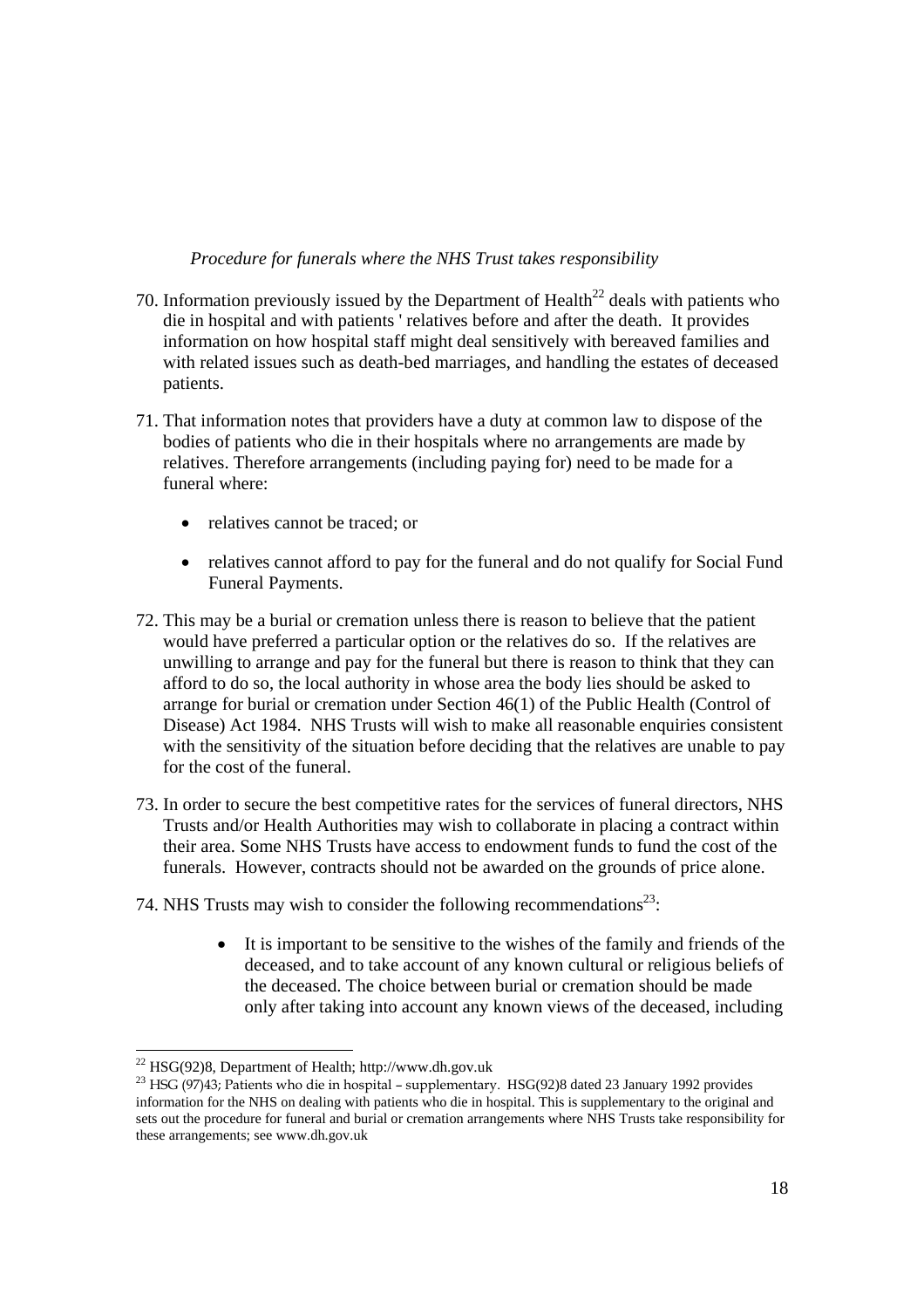*Procedure for funerals where the NHS Trust takes responsibility*

70. Information previously issued by the Department of Health[22] deals with patients who die in hospital and with patients ' relatives before and after the death. It provides information on how hospital staff might deal sensitively with bereaved families and with related issues such as death-bed marriages, and handling the estates of deceased patients.

71. That information notes that providers have a duty at common law to dispose of the bodies of patients who die in their hospitals where no arrangements are made by relatives. Therefore arrangements (including paying for) need to be made for a funeral where:

    - relatives cannot be traced; or
    - relatives cannot afford to pay for the funeral and do not qualify for Social Fund Funeral Payments.

72. This may be a burial or cremation unless there is reason to believe that the patient would have preferred a particular option or the relatives do so. If the relatives are unwilling to arrange and pay for the funeral but there is reason to think that they can afford to do so, the local authority in whose area the body lies should be asked to arrange for burial or cremation under Section 46(1) of the Public Health (Control of Disease) Act 1984. NHS Trusts will wish to make all reasonable enquiries consistent with the sensitivity of the situation before deciding that the relatives are unable to pay for the cost of the funeral.

73. In order to secure the best competitive rates for the services of funeral directors, NHS Trusts and/or Health Authorities may wish to collaborate in placing a contract within their area. Some NHS Trusts have access to endowment funds to fund the cost of the funerals. However, contracts should not be awarded on the grounds of price alone.

74. NHS Trusts may wish to consider the following recommendations[23]:

    - It is important to be sensitive to the wishes of the family and friends of the deceased, and to take account of any known cultural or religious beliefs of the deceased. The choice between burial or cremation should be made only after taking into account any known views of the deceased, including

---

[22] HSG(92)8, Department of Health; http://www.dh.gov.uk

[23] HSG (97)43; Patients who die in hospital – supplementary. HSG(92)8 dated 23 January 1992 provides information for the NHS on dealing with patients who die in hospital. This is supplementary to the original and sets out the procedure for funeral and burial or cremation arrangements where NHS Trusts take responsibility for these arrangements; see www.dh.gov.uk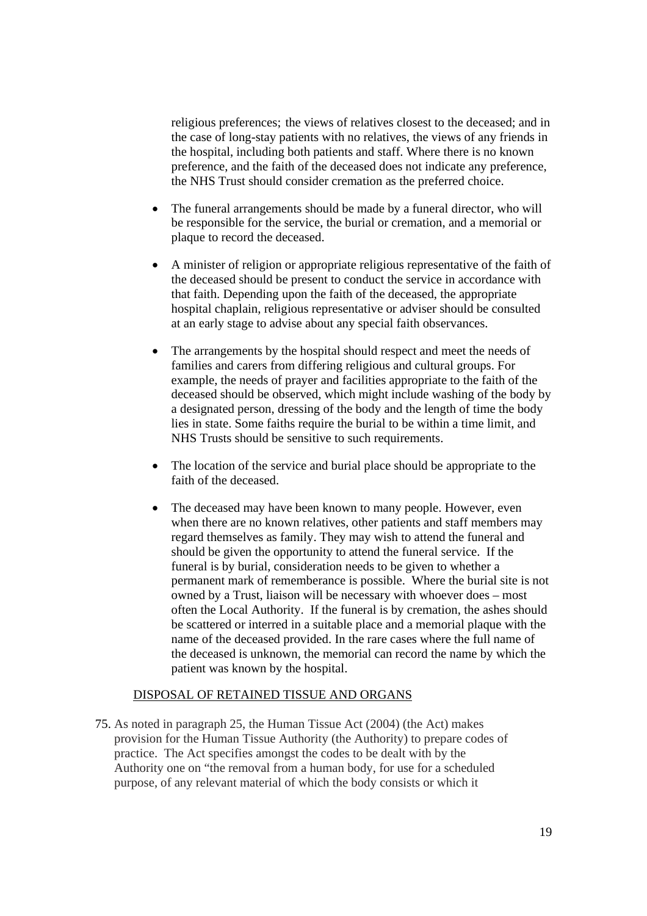religious preferences; the views of relatives closest to the deceased; and in the case of long-stay patients with no relatives, the views of any friends in the hospital, including both patients and staff. Where there is no known preference, and the faith of the deceased does not indicate any preference, the NHS Trust should consider cremation as the preferred choice.

- The funeral arrangements should be made by a funeral director, who will be responsible for the service, the burial or cremation, and a memorial or plaque to record the deceased.
- A minister of religion or appropriate religious representative of the faith of the deceased should be present to conduct the service in accordance with that faith. Depending upon the faith of the deceased, the appropriate hospital chaplain, religious representative or adviser should be consulted at an early stage to advise about any special faith observances.
- The arrangements by the hospital should respect and meet the needs of families and carers from differing religious and cultural groups. For example, the needs of prayer and facilities appropriate to the faith of the deceased should be observed, which might include washing of the body by a designated person, dressing of the body and the length of time the body lies in state. Some faiths require the burial to be within a time limit, and NHS Trusts should be sensitive to such requirements.
- The location of the service and burial place should be appropriate to the faith of the deceased.
- The deceased may have been known to many people. However, even when there are no known relatives, other patients and staff members may regard themselves as family. They may wish to attend the funeral and should be given the opportunity to attend the funeral service. If the funeral is by burial, consideration needs to be given to whether a permanent mark of rememberance is possible. Where the burial site is not owned by a Trust, liaison will be necessary with whoever does – most often the Local Authority. If the funeral is by cremation, the ashes should be scattered or interred in a suitable place and a memorial plaque with the name of the deceased provided. In the rare cases where the full name of the deceased is unknown, the memorial can record the name by which the patient was known by the hospital.

DISPOSAL OF RETAINED TISSUE AND ORGANS

75. As noted in paragraph 25, the Human Tissue Act (2004) (the Act) makes provision for the Human Tissue Authority (the Authority) to prepare codes of practice. The Act specifies amongst the codes to be dealt with by the Authority one on "the removal from a human body, for use for a scheduled purpose, of any relevant material of which the body consists or which it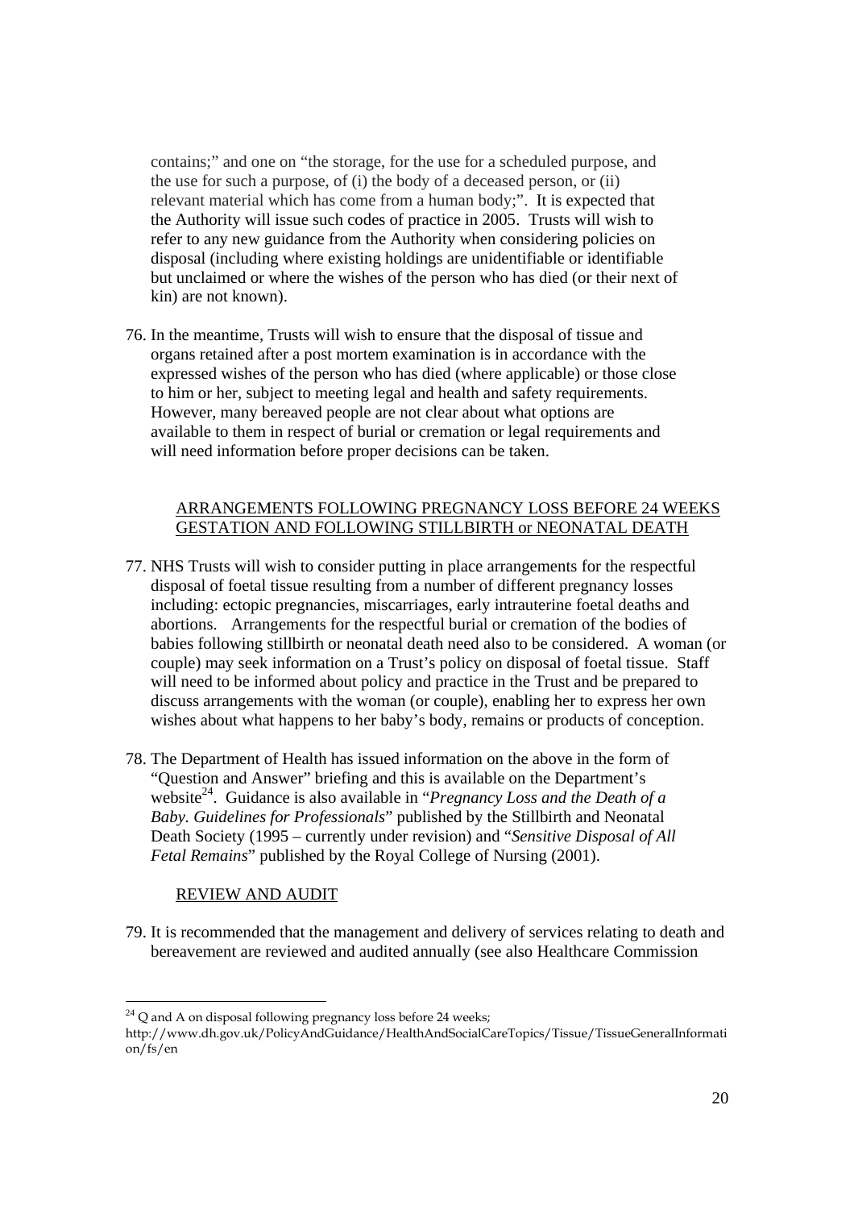contains;" and one on "the storage, for the use for a scheduled purpose, and the use for such a purpose, of (i) the body of a deceased person, or (ii) relevant material which has come from a human body;". It is expected that the Authority will issue such codes of practice in 2005. Trusts will wish to refer to any new guidance from the Authority when considering policies on disposal (including where existing holdings are unidentifiable or identifiable but unclaimed or where the wishes of the person who has died (or their next of kin) are not known).

76. In the meantime, Trusts will wish to ensure that the disposal of tissue and organs retained after a post mortem examination is in accordance with the expressed wishes of the person who has died (where applicable) or those close to him or her, subject to meeting legal and health and safety requirements. However, many bereaved people are not clear about what options are available to them in respect of burial or cremation or legal requirements and will need information before proper decisions can be taken.

<u>ARRANGEMENTS FOLLOWING PREGNANCY LOSS BEFORE 24 WEEKS GESTATION AND FOLLOWING STILLBIRTH or NEONATAL DEATH</u>

77. NHS Trusts will wish to consider putting in place arrangements for the respectful disposal of foetal tissue resulting from a number of different pregnancy losses including: ectopic pregnancies, miscarriages, early intrauterine foetal deaths and abortions. Arrangements for the respectful burial or cremation of the bodies of babies following stillbirth or neonatal death need also to be considered. A woman (or couple) may seek information on a Trust's policy on disposal of foetal tissue. Staff will need to be informed about policy and practice in the Trust and be prepared to discuss arrangements with the woman (or couple), enabling her to express her own wishes about what happens to her baby's body, remains or products of conception.

78. The Department of Health has issued information on the above in the form of "Question and Answer" briefing and this is available on the Department's website[24]. Guidance is also available in "*Pregnancy Loss and the Death of a Baby. Guidelines for Professionals*" published by the Stillbirth and Neonatal Death Society (1995 – currently under revision) and "*Sensitive Disposal of All Fetal Remains*" published by the Royal College of Nursing (2001).

<u>REVIEW AND AUDIT</u>

79. It is recommended that the management and delivery of services relating to death and bereavement are reviewed and audited annually (see also Healthcare Commission

---

[24] Q and A on disposal following pregnancy loss before 24 weeks; http://www.dh.gov.uk/PolicyAndGuidance/HealthAndSocialCareTopics/Tissue/TissueGeneralInformation/fs/en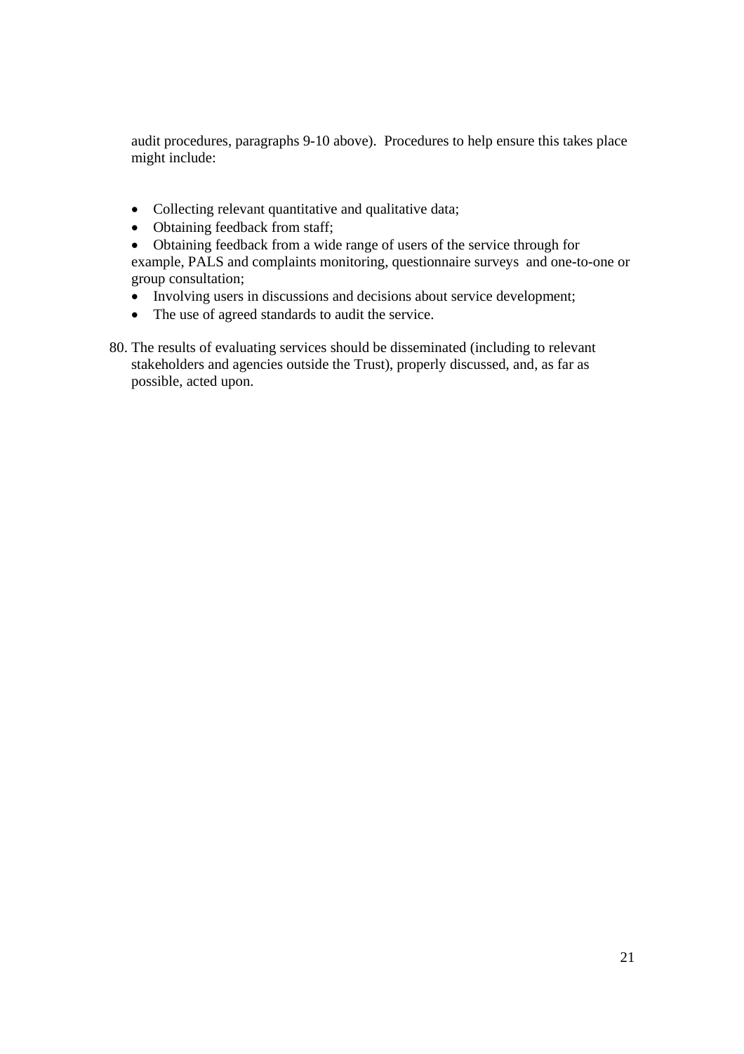audit procedures, paragraphs 9-10 above). Procedures to help ensure this takes place might include:

- Collecting relevant quantitative and qualitative data;
- Obtaining feedback from staff;
- Obtaining feedback from a wide range of users of the service through for example, PALS and complaints monitoring, questionnaire surveys and one-to-one or group consultation;
- Involving users in discussions and decisions about service development;
- The use of agreed standards to audit the service.

80. The results of evaluating services should be disseminated (including to relevant stakeholders and agencies outside the Trust), properly discussed, and, as far as possible, acted upon.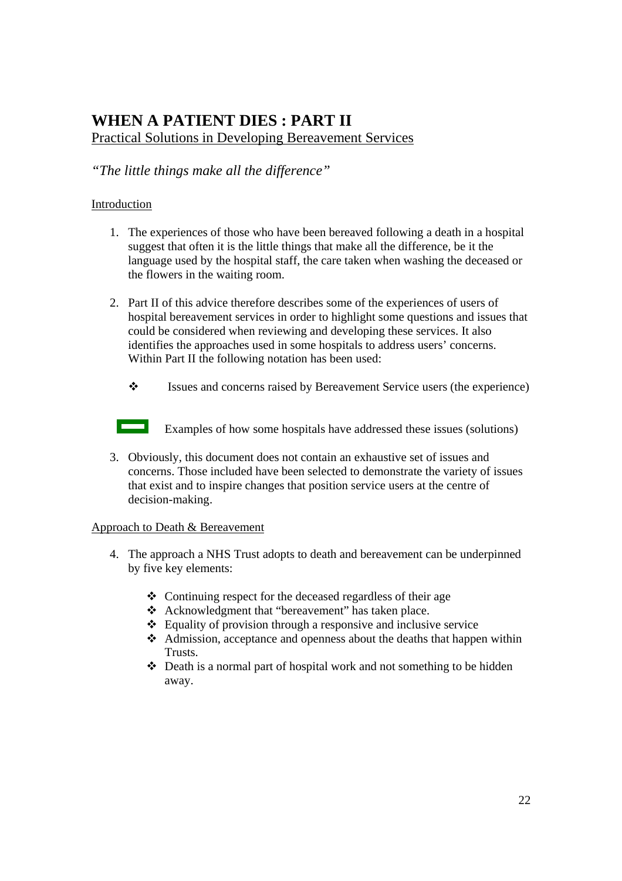# WHEN A PATIENT DIES : PART II

Practical Solutions in Developing Bereavement Services

*"The little things make all the difference"*

Introduction

1. The experiences of those who have been bereaved following a death in a hospital suggest that often it is the little things that make all the difference, be it the language used by the hospital staff, the care taken when washing the deceased or the flowers in the waiting room.

2. Part II of this advice therefore describes some of the experiences of users of hospital bereavement services in order to highlight some questions and issues that could be considered when reviewing and developing these services. It also identifies the approaches used in some hospitals to address users' concerns. Within Part II the following notation has been used:

   - ❖ Issues and concerns raised by Bereavement Service users (the experience)

   - ▬ Examples of how some hospitals have addressed these issues (solutions)

3. Obviously, this document does not contain an exhaustive set of issues and concerns. Those included have been selected to demonstrate the variety of issues that exist and to inspire changes that position service users at the centre of decision-making.

Approach to Death & Bereavement

4. The approach a NHS Trust adopts to death and bereavement can be underpinned by five key elements:

   - ❖ Continuing respect for the deceased regardless of their age
   - ❖ Acknowledgment that "bereavement" has taken place.
   - ❖ Equality of provision through a responsive and inclusive service
   - ❖ Admission, acceptance and openness about the deaths that happen within Trusts.
   - ❖ Death is a normal part of hospital work and not something to be hidden away.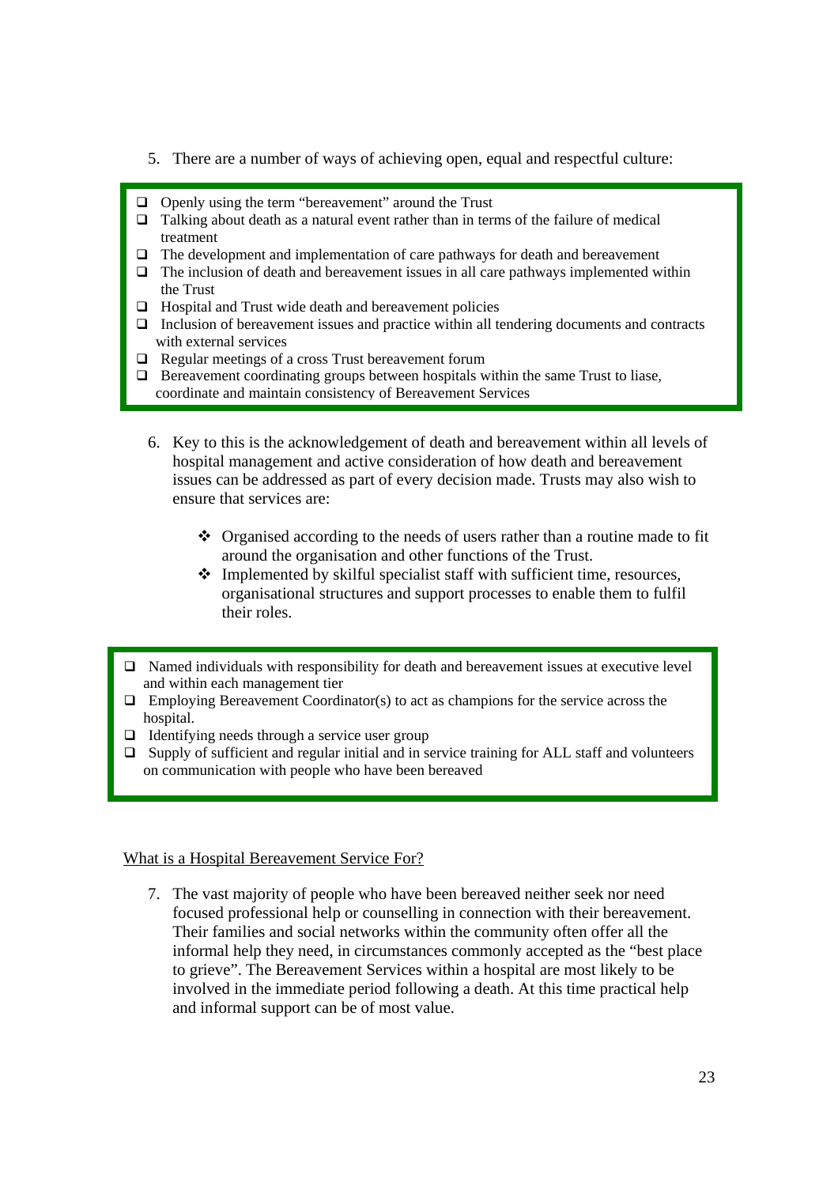5. There are a number of ways of achieving open, equal and respectful culture:

- Openly using the term "bereavement" around the Trust
- Talking about death as a natural event rather than in terms of the failure of medical treatment
- The development and implementation of care pathways for death and bereavement
- The inclusion of death and bereavement issues in all care pathways implemented within the Trust
- Hospital and Trust wide death and bereavement policies
- Inclusion of bereavement issues and practice within all tendering documents and contracts with external services
- Regular meetings of a cross Trust bereavement forum
- Bereavement coordinating groups between hospitals within the same Trust to liase, coordinate and maintain consistency of Bereavement Services

6. Key to this is the acknowledgement of death and bereavement within all levels of hospital management and active consideration of how death and bereavement issues can be addressed as part of every decision made. Trusts may also wish to ensure that services are:

   - Organised according to the needs of users rather than a routine made to fit around the organisation and other functions of the Trust.
   - Implemented by skilful specialist staff with sufficient time, resources, organisational structures and support processes to enable them to fulfil their roles.

- Named individuals with responsibility for death and bereavement issues at executive level and within each management tier
- Employing Bereavement Coordinator(s) to act as champions for the service across the hospital.
- Identifying needs through a service user group
- Supply of sufficient and regular initial and in service training for ALL staff and volunteers on communication with people who have been bereaved

## What is a Hospital Bereavement Service For?

7. The vast majority of people who have been bereaved neither seek nor need focused professional help or counselling in connection with their bereavement. Their families and social networks within the community often offer all the informal help they need, in circumstances commonly accepted as the "best place to grieve". The Bereavement Services within a hospital are most likely to be involved in the immediate period following a death. At this time practical help and informal support can be of most value.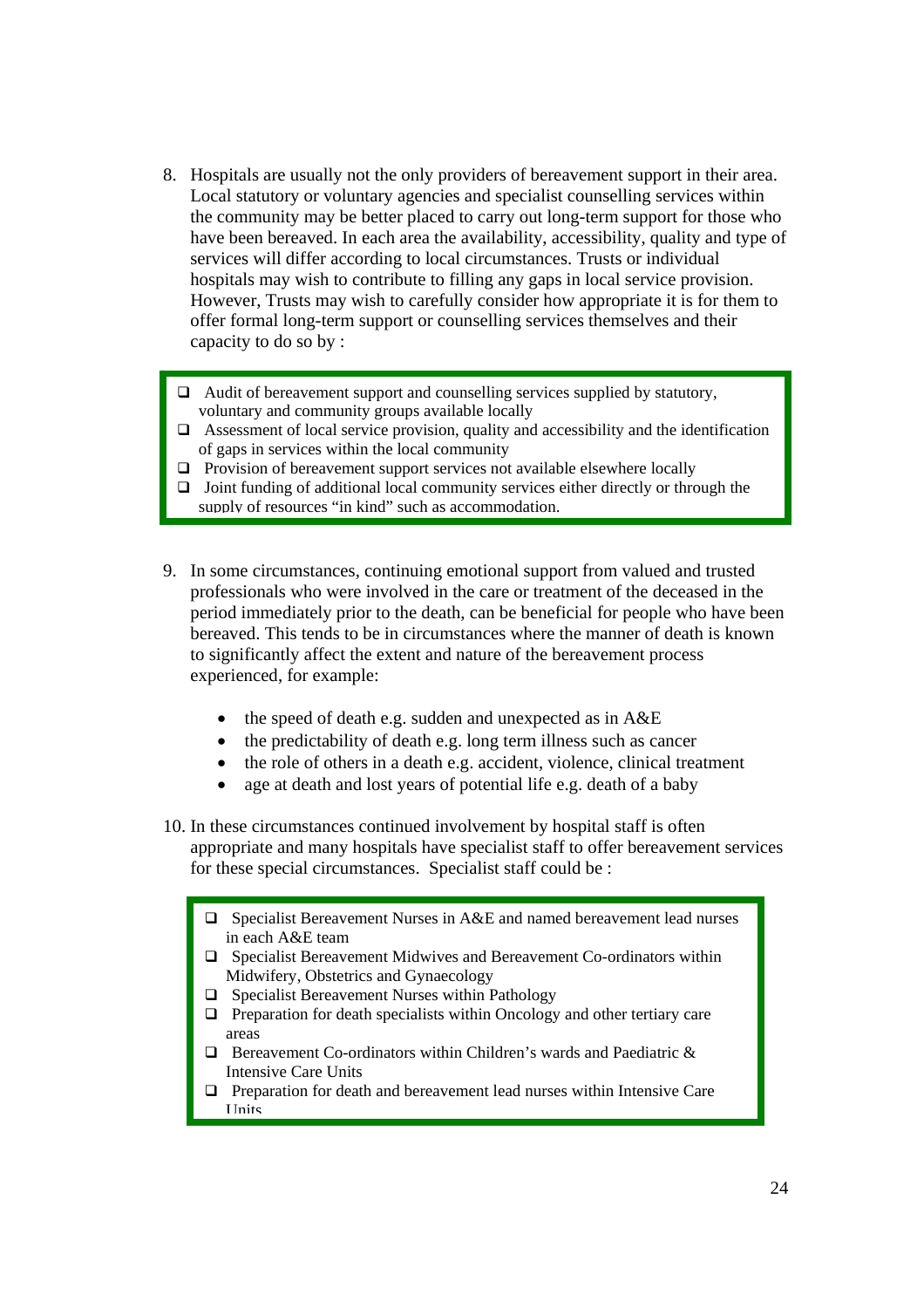8. Hospitals are usually not the only providers of bereavement support in their area. Local statutory or voluntary agencies and specialist counselling services within the community may be better placed to carry out long-term support for those who have been bereaved. In each area the availability, accessibility, quality and type of services will differ according to local circumstances. Trusts or individual hospitals may wish to contribute to filling any gaps in local service provision. However, Trusts may wish to carefully consider how appropriate it is for them to offer formal long-term support or counselling services themselves and their capacity to do so by :

- ❑ Audit of bereavement support and counselling services supplied by statutory, voluntary and community groups available locally
- ❑ Assessment of local service provision, quality and accessibility and the identification of gaps in services within the local community
- ❑ Provision of bereavement support services not available elsewhere locally
- ❑ Joint funding of additional local community services either directly or through the supply of resources "in kind" such as accommodation.

9. In some circumstances, continuing emotional support from valued and trusted professionals who were involved in the care or treatment of the deceased in the period immediately prior to the death, can be beneficial for people who have been bereaved. This tends to be in circumstances where the manner of death is known to significantly affect the extent and nature of the bereavement process experienced, for example:

   - the speed of death e.g. sudden and unexpected as in A&E
   - the predictability of death e.g. long term illness such as cancer
   - the role of others in a death e.g. accident, violence, clinical treatment
   - age at death and lost years of potential life e.g. death of a baby

10. In these circumstances continued involvement by hospital staff is often appropriate and many hospitals have specialist staff to offer bereavement services for these special circumstances. Specialist staff could be :

- ❑ Specialist Bereavement Nurses in A&E and named bereavement lead nurses in each A&E team
- ❑ Specialist Bereavement Midwives and Bereavement Co-ordinators within Midwifery, Obstetrics and Gynaecology
- ❑ Specialist Bereavement Nurses within Pathology
- ❑ Preparation for death specialists within Oncology and other tertiary care areas
- ❑ Bereavement Co-ordinators within Children's wards and Paediatric & Intensive Care Units
- ❑ Preparation for death and bereavement lead nurses within Intensive Care Units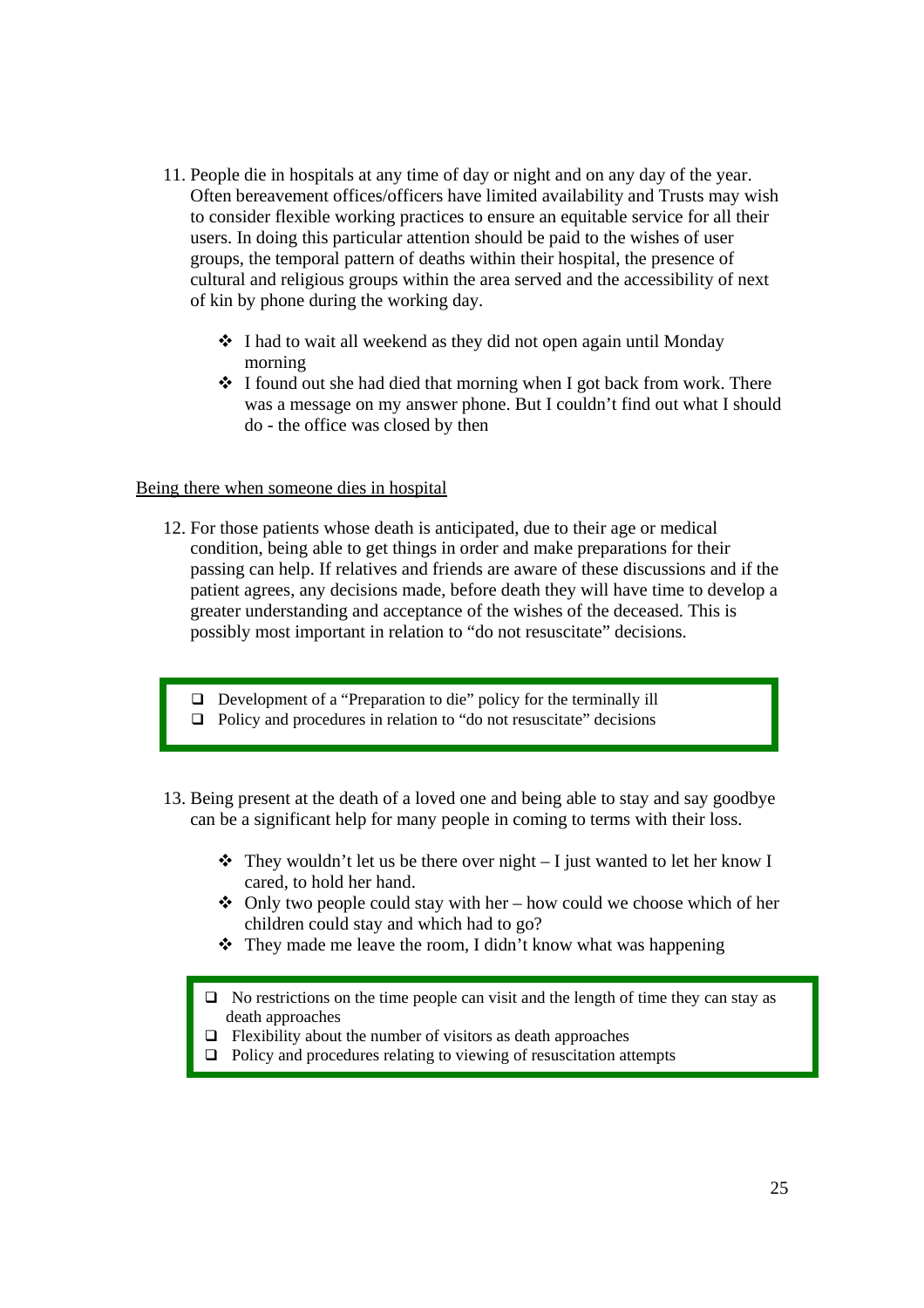11. People die in hospitals at any time of day or night and on any day of the year. Often bereavement offices/officers have limited availability and Trusts may wish to consider flexible working practices to ensure an equitable service for all their users. In doing this particular attention should be paid to the wishes of user groups, the temporal pattern of deaths within their hospital, the presence of cultural and religious groups within the area served and the accessibility of next of kin by phone during the working day.

    - I had to wait all weekend as they did not open again until Monday morning
    - I found out she had died that morning when I got back from work. There was a message on my answer phone. But I couldn't find out what I should do - the office was closed by then

<u>Being there when someone dies in hospital</u>

12. For those patients whose death is anticipated, due to their age or medical condition, being able to get things in order and make preparations for their passing can help. If relatives and friends are aware of these discussions and if the patient agrees, any decisions made, before death they will have time to develop a greater understanding and acceptance of the wishes of the deceased. This is possibly most important in relation to "do not resuscitate" decisions.

> - [ ] Development of a "Preparation to die" policy for the terminally ill
> - [ ] Policy and procedures in relation to "do not resuscitate" decisions

13. Being present at the death of a loved one and being able to stay and say goodbye can be a significant help for many people in coming to terms with their loss.

    - They wouldn't let us be there over night – I just wanted to let her know I cared, to hold her hand.
    - Only two people could stay with her – how could we choose which of her children could stay and which had to go?
    - They made me leave the room, I didn't know what was happening

> - [ ] No restrictions on the time people can visit and the length of time they can stay as death approaches
> - [ ] Flexibility about the number of visitors as death approaches
> - [ ] Policy and procedures relating to viewing of resuscitation attempts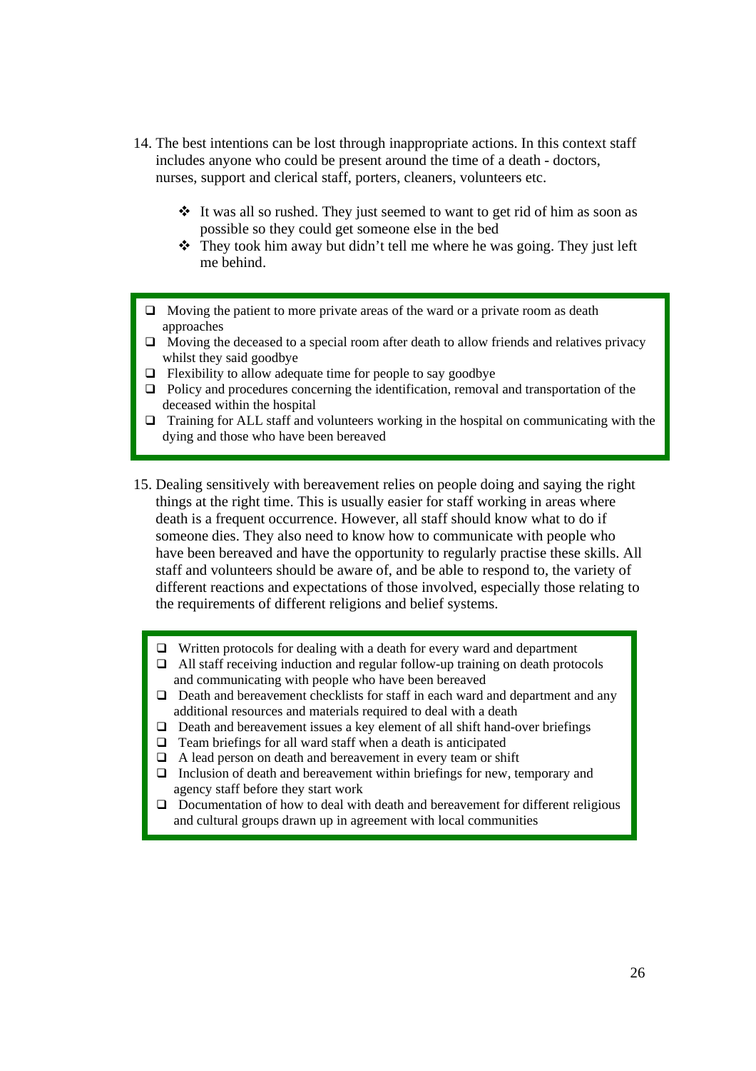14. The best intentions can be lost through inappropriate actions. In this context staff includes anyone who could be present around the time of a death - doctors, nurses, support and clerical staff, porters, cleaners, volunteers etc.

    - It was all so rushed. They just seemed to want to get rid of him as soon as possible so they could get someone else in the bed
    - They took him away but didn't tell me where he was going. They just left me behind.

- ❑ Moving the patient to more private areas of the ward or a private room as death approaches
- ❑ Moving the deceased to a special room after death to allow friends and relatives privacy whilst they said goodbye
- ❑ Flexibility to allow adequate time for people to say goodbye
- ❑ Policy and procedures concerning the identification, removal and transportation of the deceased within the hospital
- ❑ Training for ALL staff and volunteers working in the hospital on communicating with the dying and those who have been bereaved

15. Dealing sensitively with bereavement relies on people doing and saying the right things at the right time. This is usually easier for staff working in areas where death is a frequent occurrence. However, all staff should know what to do if someone dies. They also need to know how to communicate with people who have been bereaved and have the opportunity to regularly practise these skills. All staff and volunteers should be aware of, and be able to respond to, the variety of different reactions and expectations of those involved, especially those relating to the requirements of different religions and belief systems.

- ❑ Written protocols for dealing with a death for every ward and department
- ❑ All staff receiving induction and regular follow-up training on death protocols and communicating with people who have been bereaved
- ❑ Death and bereavement checklists for staff in each ward and department and any additional resources and materials required to deal with a death
- ❑ Death and bereavement issues a key element of all shift hand-over briefings
- ❑ Team briefings for all ward staff when a death is anticipated
- ❑ A lead person on death and bereavement in every team or shift
- ❑ Inclusion of death and bereavement within briefings for new, temporary and agency staff before they start work
- ❑ Documentation of how to deal with death and bereavement for different religious and cultural groups drawn up in agreement with local communities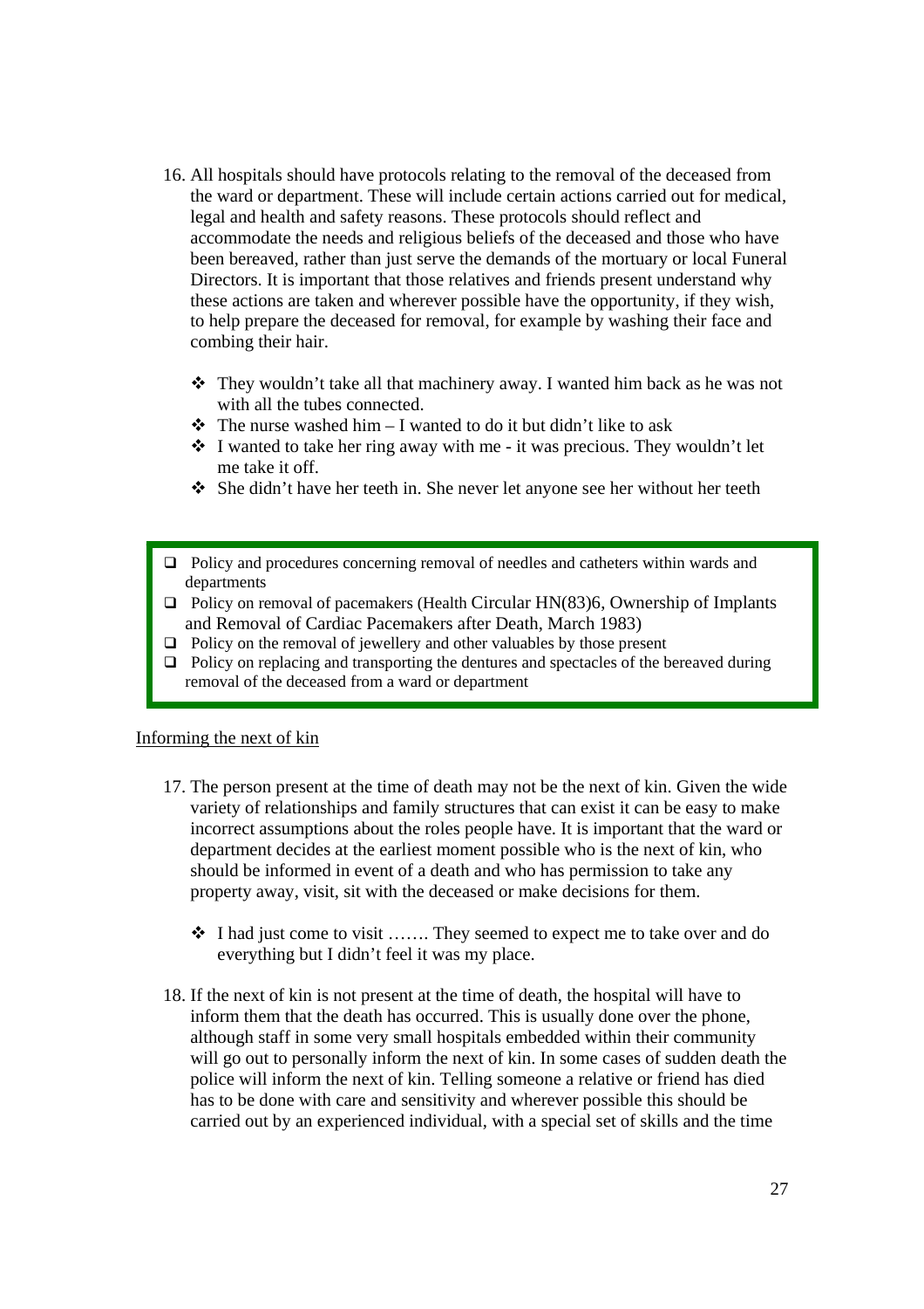16. All hospitals should have protocols relating to the removal of the deceased from the ward or department. These will include certain actions carried out for medical, legal and health and safety reasons. These protocols should reflect and accommodate the needs and religious beliefs of the deceased and those who have been bereaved, rather than just serve the demands of the mortuary or local Funeral Directors. It is important that those relatives and friends present understand why these actions are taken and wherever possible have the opportunity, if they wish, to help prepare the deceased for removal, for example by washing their face and combing their hair.

    - They wouldn't take all that machinery away. I wanted him back as he was not with all the tubes connected.
    - The nurse washed him – I wanted to do it but didn't like to ask
    - I wanted to take her ring away with me - it was precious. They wouldn't let me take it off.
    - She didn't have her teeth in. She never let anyone see her without her teeth

- Policy and procedures concerning removal of needles and catheters within wards and departments
- Policy on removal of pacemakers (Health Circular HN(83)6, Ownership of Implants and Removal of Cardiac Pacemakers after Death, March 1983)
- Policy on the removal of jewellery and other valuables by those present
- Policy on replacing and transporting the dentures and spectacles of the bereaved during removal of the deceased from a ward or department

## Informing the next of kin

17. The person present at the time of death may not be the next of kin. Given the wide variety of relationships and family structures that can exist it can be easy to make incorrect assumptions about the roles people have. It is important that the ward or department decides at the earliest moment possible who is the next of kin, who should be informed in event of a death and who has permission to take any property away, visit, sit with the deceased or make decisions for them.

    - I had just come to visit ……. They seemed to expect me to take over and do everything but I didn't feel it was my place.

18. If the next of kin is not present at the time of death, the hospital will have to inform them that the death has occurred. This is usually done over the phone, although staff in some very small hospitals embedded within their community will go out to personally inform the next of kin. In some cases of sudden death the police will inform the next of kin. Telling someone a relative or friend has died has to be done with care and sensitivity and wherever possible this should be carried out by an experienced individual, with a special set of skills and the time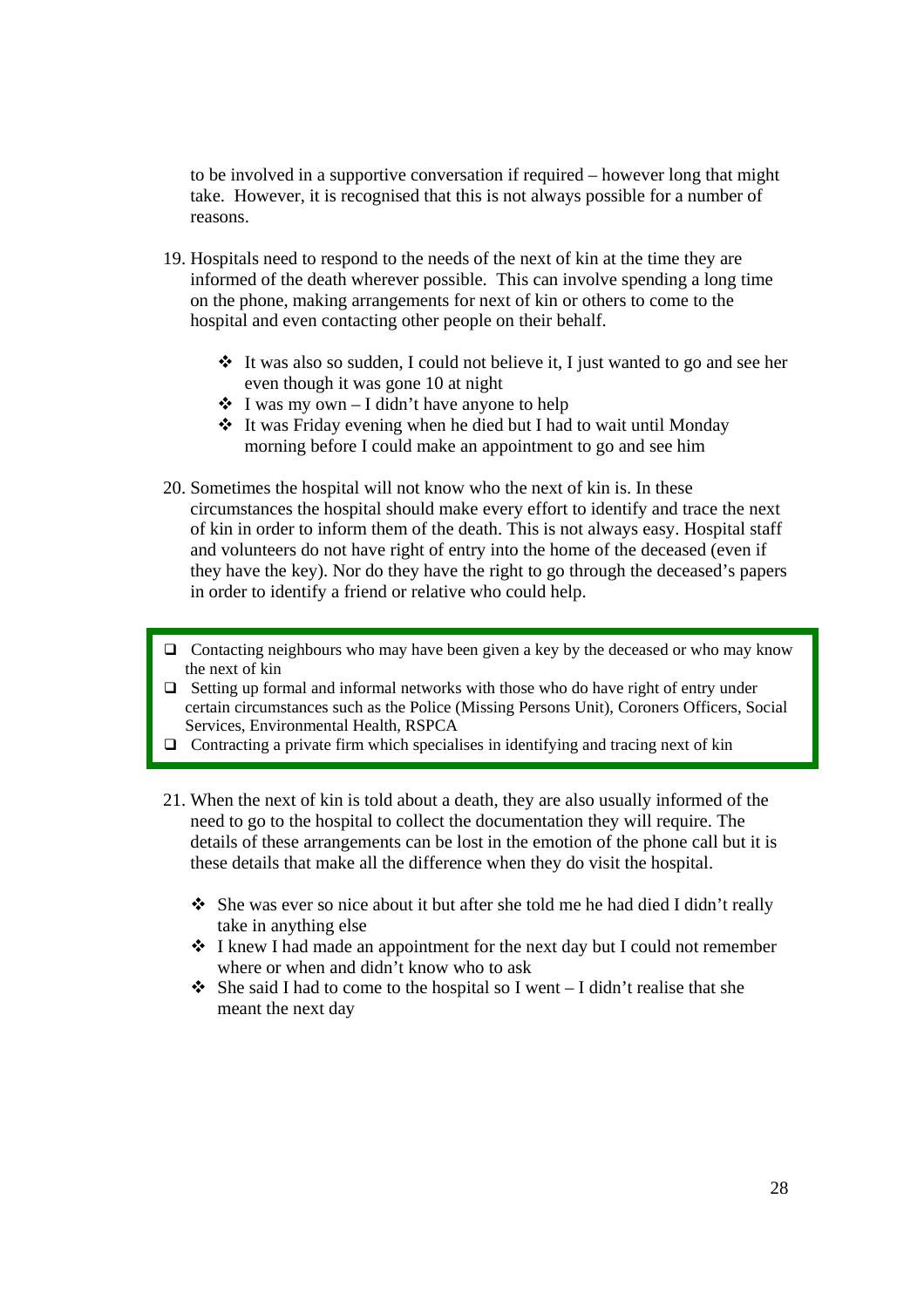to be involved in a supportive conversation if required – however long that might take. However, it is recognised that this is not always possible for a number of reasons.

19. Hospitals need to respond to the needs of the next of kin at the time they are informed of the death wherever possible. This can involve spending a long time on the phone, making arrangements for next of kin or others to come to the hospital and even contacting other people on their behalf.

    - It was also so sudden, I could not believe it, I just wanted to go and see her even though it was gone 10 at night
    - I was my own – I didn't have anyone to help
    - It was Friday evening when he died but I had to wait until Monday morning before I could make an appointment to go and see him

20. Sometimes the hospital will not know who the next of kin is. In these circumstances the hospital should make every effort to identify and trace the next of kin in order to inform them of the death. This is not always easy. Hospital staff and volunteers do not have right of entry into the home of the deceased (even if they have the key). Nor do they have the right to go through the deceased's papers in order to identify a friend or relative who could help.

- ❑ Contacting neighbours who may have been given a key by the deceased or who may know the next of kin
- ❑ Setting up formal and informal networks with those who do have right of entry under certain circumstances such as the Police (Missing Persons Unit), Coroners Officers, Social Services, Environmental Health, RSPCA
- ❑ Contracting a private firm which specialises in identifying and tracing next of kin

21. When the next of kin is told about a death, they are also usually informed of the need to go to the hospital to collect the documentation they will require. The details of these arrangements can be lost in the emotion of the phone call but it is these details that make all the difference when they do visit the hospital.

    - She was ever so nice about it but after she told me he had died I didn't really take in anything else
    - I knew I had made an appointment for the next day but I could not remember where or when and didn't know who to ask
    - She said I had to come to the hospital so I went – I didn't realise that she meant the next day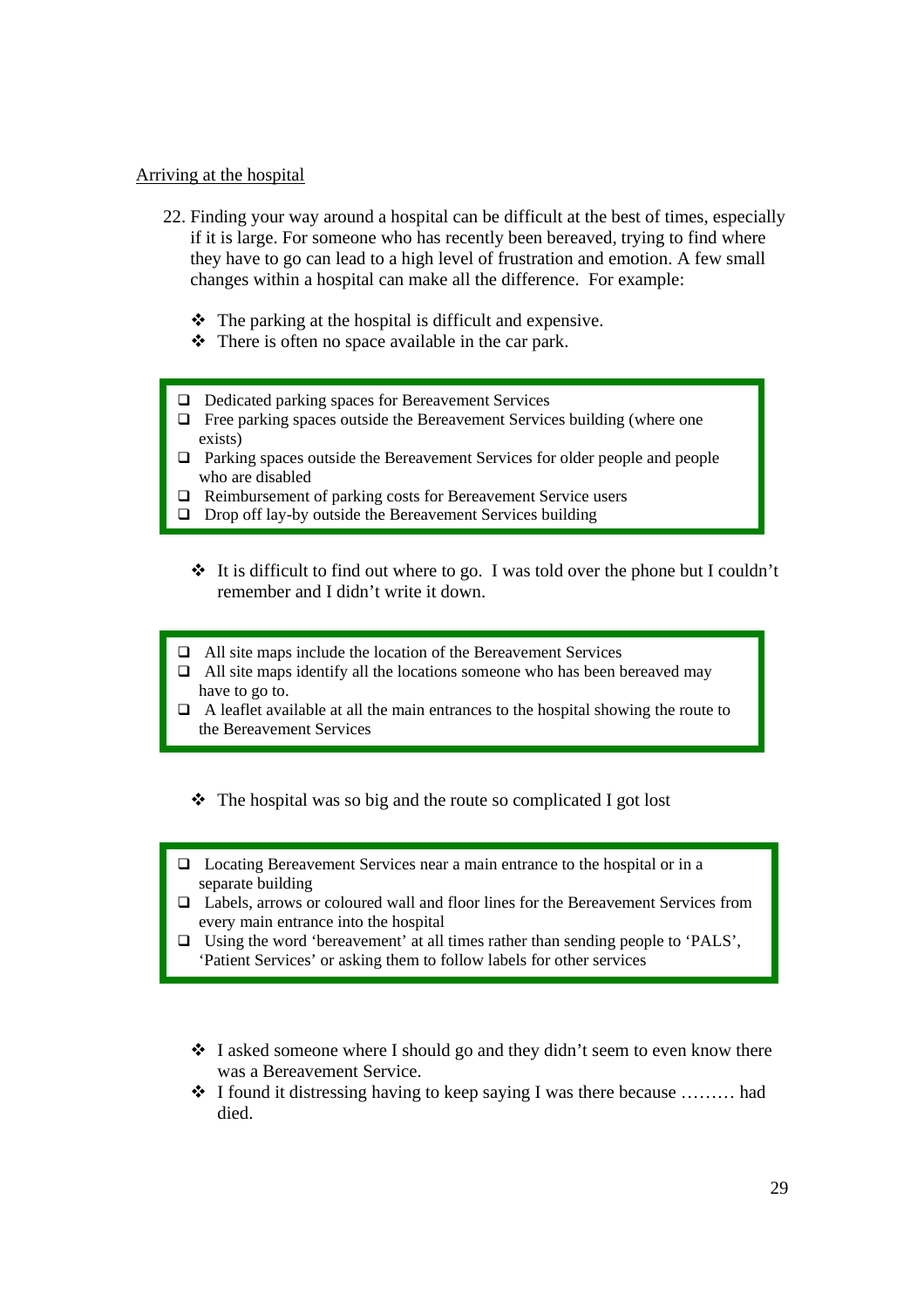Arriving at the hospital

22. Finding your way around a hospital can be difficult at the best of times, especially if it is large. For someone who has recently been bereaved, trying to find where they have to go can lead to a high level of frustration and emotion. A few small changes within a hospital can make all the difference. For example:

- The parking at the hospital is difficult and expensive.
- There is often no space available in the car park.

> - ☐ Dedicated parking spaces for Bereavement Services
> - ☐ Free parking spaces outside the Bereavement Services building (where one exists)
> - ☐ Parking spaces outside the Bereavement Services for older people and people who are disabled
> - ☐ Reimbursement of parking costs for Bereavement Service users
> - ☐ Drop off lay-by outside the Bereavement Services building

- It is difficult to find out where to go. I was told over the phone but I couldn't remember and I didn't write it down.

> - ☐ All site maps include the location of the Bereavement Services
> - ☐ All site maps identify all the locations someone who has been bereaved may have to go to.
> - ☐ A leaflet available at all the main entrances to the hospital showing the route to the Bereavement Services

- The hospital was so big and the route so complicated I got lost

> - ☐ Locating Bereavement Services near a main entrance to the hospital or in a separate building
> - ☐ Labels, arrows or coloured wall and floor lines for the Bereavement Services from every main entrance into the hospital
> - ☐ Using the word 'bereavement' at all times rather than sending people to 'PALS', 'Patient Services' or asking them to follow labels for other services

- I asked someone where I should go and they didn't seem to even know there was a Bereavement Service.
- I found it distressing having to keep saying I was there because ……… had died.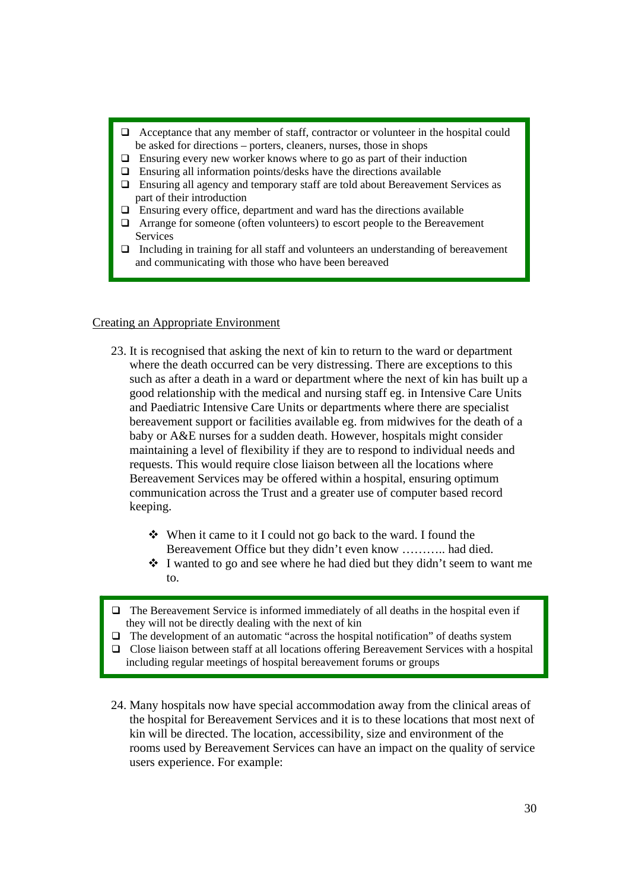- ❑ Acceptance that any member of staff, contractor or volunteer in the hospital could be asked for directions – porters, cleaners, nurses, those in shops
- ❑ Ensuring every new worker knows where to go as part of their induction
- ❑ Ensuring all information points/desks have the directions available
- ❑ Ensuring all agency and temporary staff are told about Bereavement Services as part of their introduction
- ❑ Ensuring every office, department and ward has the directions available
- ❑ Arrange for someone (often volunteers) to escort people to the Bereavement Services
- ❑ Including in training for all staff and volunteers an understanding of bereavement and communicating with those who have been bereaved

<u>Creating an Appropriate Environment</u>

23. It is recognised that asking the next of kin to return to the ward or department where the death occurred can be very distressing. There are exceptions to this such as after a death in a ward or department where the next of kin has built up a good relationship with the medical and nursing staff eg. in Intensive Care Units and Paediatric Intensive Care Units or departments where there are specialist bereavement support or facilities available eg. from midwives for the death of a baby or A&E nurses for a sudden death. However, hospitals might consider maintaining a level of flexibility if they are to respond to individual needs and requests. This would require close liaison between all the locations where Bereavement Services may be offered within a hospital, ensuring optimum communication across the Trust and a greater use of computer based record keeping.

    - ❖ When it came to it I could not go back to the ward. I found the Bereavement Office but they didn't even know ……….. had died.
    - ❖ I wanted to go and see where he had died but they didn't seem to want me to.

- ❑ The Bereavement Service is informed immediately of all deaths in the hospital even if they will not be directly dealing with the next of kin
- ❑ The development of an automatic "across the hospital notification" of deaths system
- ❑ Close liaison between staff at all locations offering Bereavement Services with a hospital including regular meetings of hospital bereavement forums or groups

24. Many hospitals now have special accommodation away from the clinical areas of the hospital for Bereavement Services and it is to these locations that most next of kin will be directed. The location, accessibility, size and environment of the rooms used by Bereavement Services can have an impact on the quality of service users experience. For example: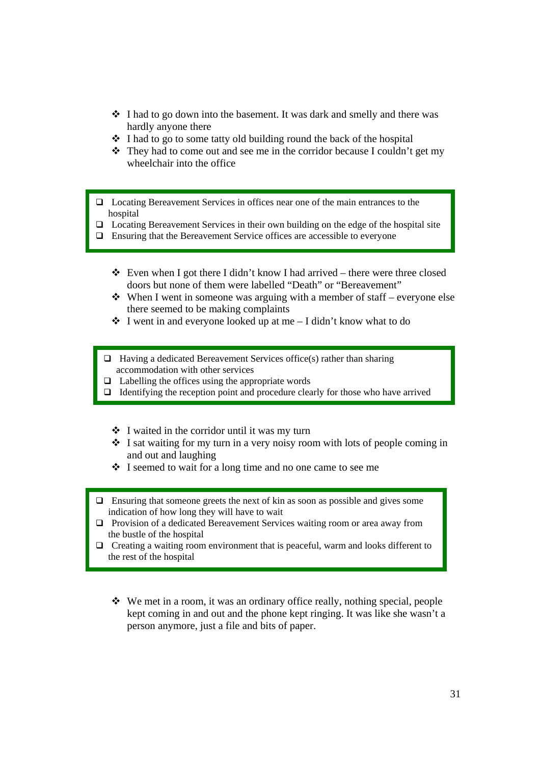- I had to go down into the basement. It was dark and smelly and there was hardly anyone there
- I had to go to some tatty old building round the back of the hospital
- They had to come out and see me in the corridor because I couldn't get my wheelchair into the office

> - Locating Bereavement Services in offices near one of the main entrances to the hospital
> - Locating Bereavement Services in their own building on the edge of the hospital site
> - Ensuring that the Bereavement Service offices are accessible to everyone

- Even when I got there I didn't know I had arrived – there were three closed doors but none of them were labelled "Death" or "Bereavement"
- When I went in someone was arguing with a member of staff – everyone else there seemed to be making complaints
- I went in and everyone looked up at me – I didn't know what to do

> - Having a dedicated Bereavement Services office(s) rather than sharing accommodation with other services
> - Labelling the offices using the appropriate words
> - Identifying the reception point and procedure clearly for those who have arrived

- I waited in the corridor until it was my turn
- I sat waiting for my turn in a very noisy room with lots of people coming in and out and laughing
- I seemed to wait for a long time and no one came to see me

> - Ensuring that someone greets the next of kin as soon as possible and gives some indication of how long they will have to wait
> - Provision of a dedicated Bereavement Services waiting room or area away from the bustle of the hospital
> - Creating a waiting room environment that is peaceful, warm and looks different to the rest of the hospital

- We met in a room, it was an ordinary office really, nothing special, people kept coming in and out and the phone kept ringing. It was like she wasn't a person anymore, just a file and bits of paper.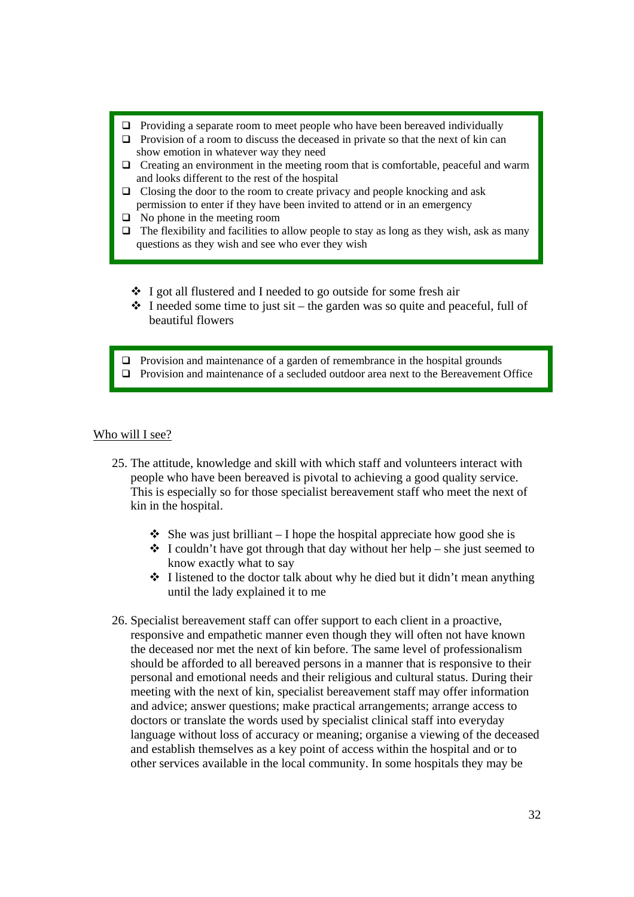- ❑ Providing a separate room to meet people who have been bereaved individually
- ❑ Provision of a room to discuss the deceased in private so that the next of kin can show emotion in whatever way they need
- ❑ Creating an environment in the meeting room that is comfortable, peaceful and warm and looks different to the rest of the hospital
- ❑ Closing the door to the room to create privacy and people knocking and ask permission to enter if they have been invited to attend or in an emergency
- ❑ No phone in the meeting room
- ❑ The flexibility and facilities to allow people to stay as long as they wish, ask as many questions as they wish and see who ever they wish

- ❖ I got all flustered and I needed to go outside for some fresh air
- ❖ I needed some time to just sit – the garden was so quite and peaceful, full of beautiful flowers

- ❑ Provision and maintenance of a garden of remembrance in the hospital grounds
- ❑ Provision and maintenance of a secluded outdoor area next to the Bereavement Office

<u>Who will I see?</u>

25. The attitude, knowledge and skill with which staff and volunteers interact with people who have been bereaved is pivotal to achieving a good quality service. This is especially so for those specialist bereavement staff who meet the next of kin in the hospital.

    - ❖ She was just brilliant – I hope the hospital appreciate how good she is
    - ❖ I couldn't have got through that day without her help – she just seemed to know exactly what to say
    - ❖ I listened to the doctor talk about why he died but it didn't mean anything until the lady explained it to me

26. Specialist bereavement staff can offer support to each client in a proactive, responsive and empathetic manner even though they will often not have known the deceased nor met the next of kin before. The same level of professionalism should be afforded to all bereaved persons in a manner that is responsive to their personal and emotional needs and their religious and cultural status. During their meeting with the next of kin, specialist bereavement staff may offer information and advice; answer questions; make practical arrangements; arrange access to doctors or translate the words used by specialist clinical staff into everyday language without loss of accuracy or meaning; organise a viewing of the deceased and establish themselves as a key point of access within the hospital and or to other services available in the local community. In some hospitals they may be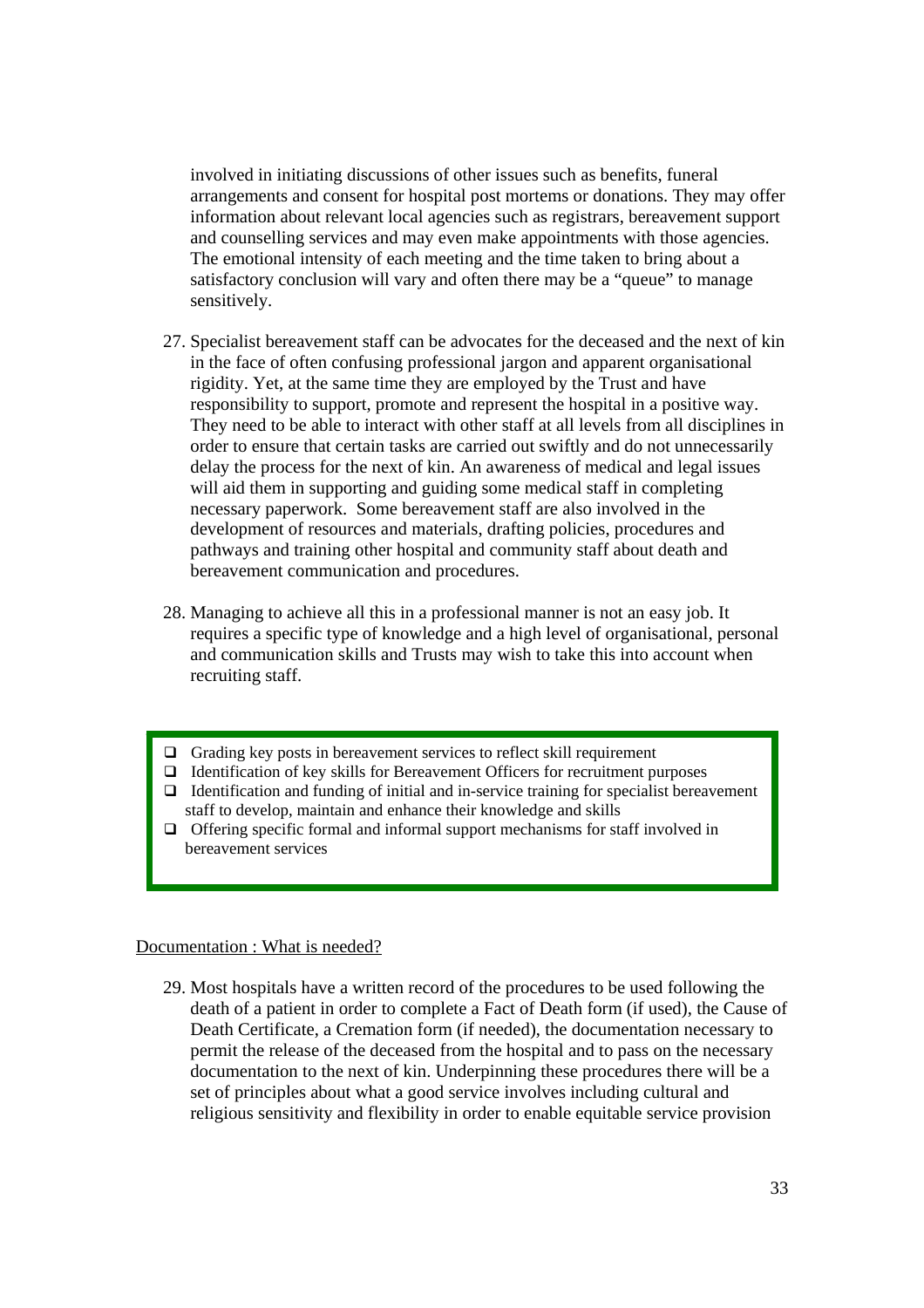involved in initiating discussions of other issues such as benefits, funeral arrangements and consent for hospital post mortems or donations. They may offer information about relevant local agencies such as registrars, bereavement support and counselling services and may even make appointments with those agencies. The emotional intensity of each meeting and the time taken to bring about a satisfactory conclusion will vary and often there may be a "queue" to manage sensitively.

27. Specialist bereavement staff can be advocates for the deceased and the next of kin in the face of often confusing professional jargon and apparent organisational rigidity. Yet, at the same time they are employed by the Trust and have responsibility to support, promote and represent the hospital in a positive way. They need to be able to interact with other staff at all levels from all disciplines in order to ensure that certain tasks are carried out swiftly and do not unnecessarily delay the process for the next of kin. An awareness of medical and legal issues will aid them in supporting and guiding some medical staff in completing necessary paperwork. Some bereavement staff are also involved in the development of resources and materials, drafting policies, procedures and pathways and training other hospital and community staff about death and bereavement communication and procedures.

28. Managing to achieve all this in a professional manner is not an easy job. It requires a specific type of knowledge and a high level of organisational, personal and communication skills and Trusts may wish to take this into account when recruiting staff.

- ❑ Grading key posts in bereavement services to reflect skill requirement
- ❑ Identification of key skills for Bereavement Officers for recruitment purposes
- ❑ Identification and funding of initial and in-service training for specialist bereavement staff to develop, maintain and enhance their knowledge and skills
- ❑ Offering specific formal and informal support mechanisms for staff involved in bereavement services

Documentation : What is needed?

29. Most hospitals have a written record of the procedures to be used following the death of a patient in order to complete a Fact of Death form (if used), the Cause of Death Certificate, a Cremation form (if needed), the documentation necessary to permit the release of the deceased from the hospital and to pass on the necessary documentation to the next of kin. Underpinning these procedures there will be a set of principles about what a good service involves including cultural and religious sensitivity and flexibility in order to enable equitable service provision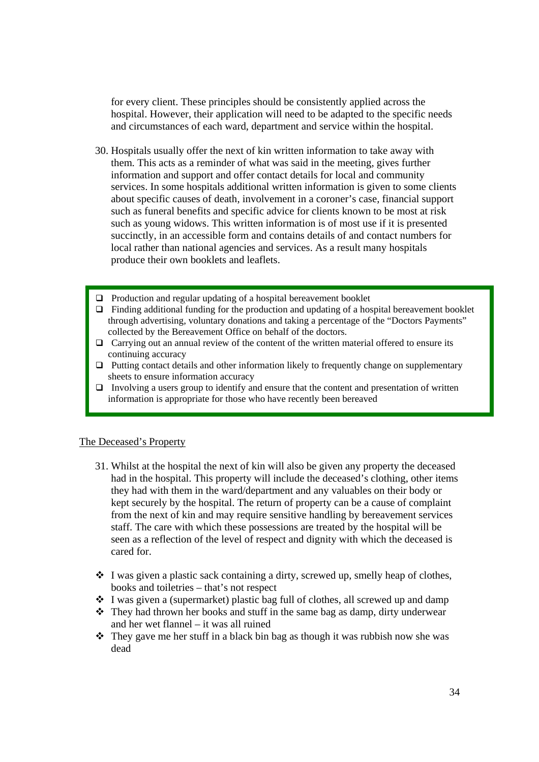for every client. These principles should be consistently applied across the hospital. However, their application will need to be adapted to the specific needs and circumstances of each ward, department and service within the hospital.

30. Hospitals usually offer the next of kin written information to take away with them. This acts as a reminder of what was said in the meeting, gives further information and support and offer contact details for local and community services. In some hospitals additional written information is given to some clients about specific causes of death, involvement in a coroner's case, financial support such as funeral benefits and specific advice for clients known to be most at risk such as young widows. This written information is of most use if it is presented succinctly, in an accessible form and contains details of and contact numbers for local rather than national agencies and services. As a result many hospitals produce their own booklets and leaflets.

- ❑ Production and regular updating of a hospital bereavement booklet
- ❑ Finding additional funding for the production and updating of a hospital bereavement booklet through advertising, voluntary donations and taking a percentage of the "Doctors Payments" collected by the Bereavement Office on behalf of the doctors.
- ❑ Carrying out an annual review of the content of the written material offered to ensure its continuing accuracy
- ❑ Putting contact details and other information likely to frequently change on supplementary sheets to ensure information accuracy
- ❑ Involving a users group to identify and ensure that the content and presentation of written information is appropriate for those who have recently been bereaved

<u>The Deceased's Property</u>

31. Whilst at the hospital the next of kin will also be given any property the deceased had in the hospital. This property will include the deceased's clothing, other items they had with them in the ward/department and any valuables on their body or kept securely by the hospital. The return of property can be a cause of complaint from the next of kin and may require sensitive handling by bereavement services staff. The care with which these possessions are treated by the hospital will be seen as a reflection of the level of respect and dignity with which the deceased is cared for.

- ❖ I was given a plastic sack containing a dirty, screwed up, smelly heap of clothes, books and toiletries – that's not respect
- ❖ I was given a (supermarket) plastic bag full of clothes, all screwed up and damp
- ❖ They had thrown her books and stuff in the same bag as damp, dirty underwear and her wet flannel – it was all ruined
- ❖ They gave me her stuff in a black bin bag as though it was rubbish now she was dead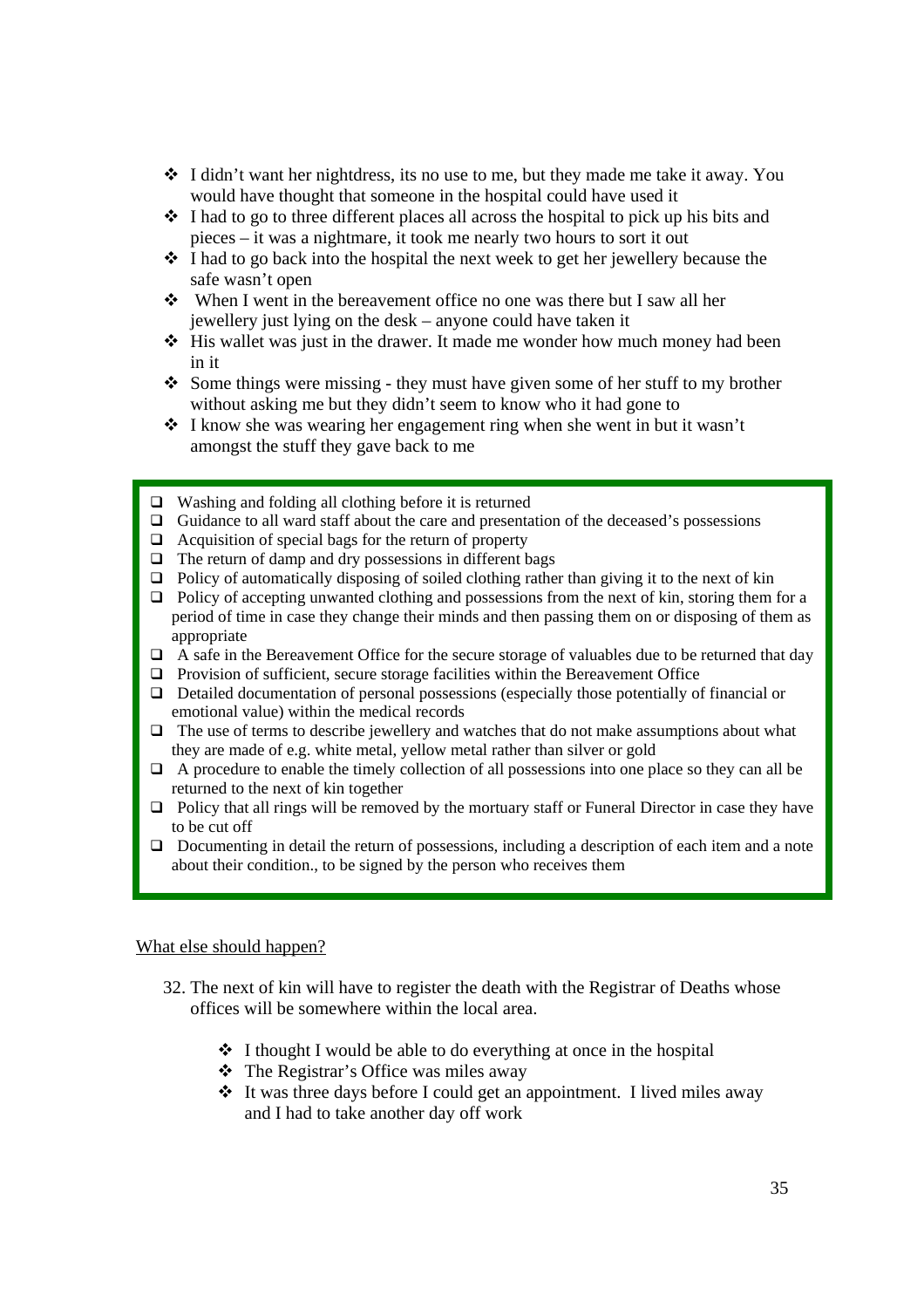- I didn't want her nightdress, its no use to me, but they made me take it away. You would have thought that someone in the hospital could have used it
- I had to go to three different places all across the hospital to pick up his bits and pieces – it was a nightmare, it took me nearly two hours to sort it out
- I had to go back into the hospital the next week to get her jewellery because the safe wasn't open
- When I went in the bereavement office no one was there but I saw all her jewellery just lying on the desk – anyone could have taken it
- His wallet was just in the drawer. It made me wonder how much money had been in it
- Some things were missing - they must have given some of her stuff to my brother without asking me but they didn't seem to know who it had gone to
- I know she was wearing her engagement ring when she went in but it wasn't amongst the stuff they gave back to me

- Washing and folding all clothing before it is returned
- Guidance to all ward staff about the care and presentation of the deceased's possessions
- Acquisition of special bags for the return of property
- The return of damp and dry possessions in different bags
- Policy of automatically disposing of soiled clothing rather than giving it to the next of kin
- Policy of accepting unwanted clothing and possessions from the next of kin, storing them for a period of time in case they change their minds and then passing them on or disposing of them as appropriate
- A safe in the Bereavement Office for the secure storage of valuables due to be returned that day
- Provision of sufficient, secure storage facilities within the Bereavement Office
- Detailed documentation of personal possessions (especially those potentially of financial or emotional value) within the medical records
- The use of terms to describe jewellery and watches that do not make assumptions about what they are made of e.g. white metal, yellow metal rather than silver or gold
- A procedure to enable the timely collection of all possessions into one place so they can all be returned to the next of kin together
- Policy that all rings will be removed by the mortuary staff or Funeral Director in case they have to be cut off
- Documenting in detail the return of possessions, including a description of each item and a note about their condition., to be signed by the person who receives them

What else should happen?

32. The next of kin will have to register the death with the Registrar of Deaths whose offices will be somewhere within the local area.

    - I thought I would be able to do everything at once in the hospital
    - The Registrar's Office was miles away
    - It was three days before I could get an appointment. I lived miles away and I had to take another day off work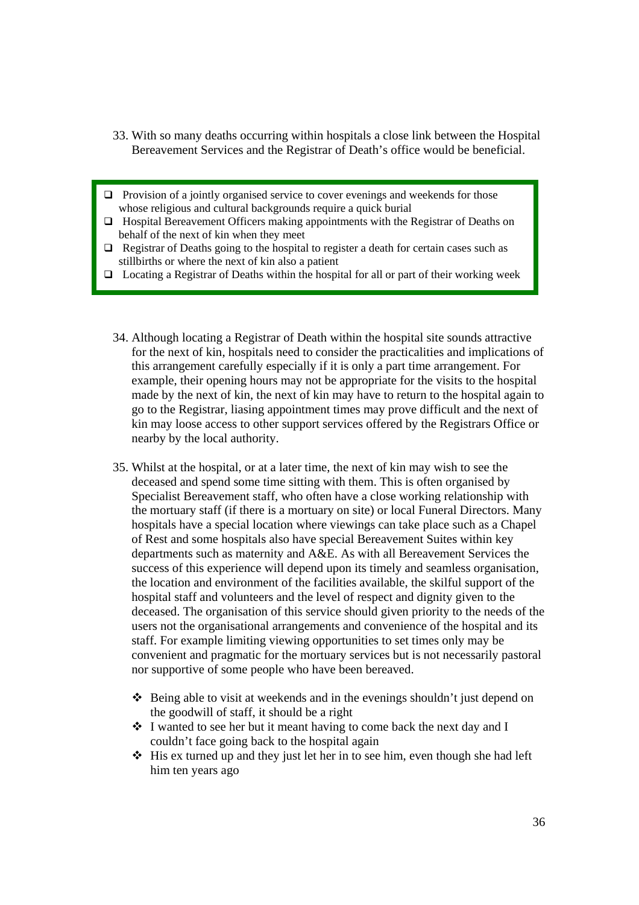33. With so many deaths occurring within hospitals a close link between the Hospital Bereavement Services and the Registrar of Death's office would be beneficial.

- ❑ Provision of a jointly organised service to cover evenings and weekends for those whose religious and cultural backgrounds require a quick burial
- ❑ Hospital Bereavement Officers making appointments with the Registrar of Deaths on behalf of the next of kin when they meet
- ❑ Registrar of Deaths going to the hospital to register a death for certain cases such as stillbirths or where the next of kin also a patient
- ❑ Locating a Registrar of Deaths within the hospital for all or part of their working week

34. Although locating a Registrar of Death within the hospital site sounds attractive for the next of kin, hospitals need to consider the practicalities and implications of this arrangement carefully especially if it is only a part time arrangement. For example, their opening hours may not be appropriate for the visits to the hospital made by the next of kin, the next of kin may have to return to the hospital again to go to the Registrar, liasing appointment times may prove difficult and the next of kin may loose access to other support services offered by the Registrars Office or nearby by the local authority.

35. Whilst at the hospital, or at a later time, the next of kin may wish to see the deceased and spend some time sitting with them. This is often organised by Specialist Bereavement staff, who often have a close working relationship with the mortuary staff (if there is a mortuary on site) or local Funeral Directors. Many hospitals have a special location where viewings can take place such as a Chapel of Rest and some hospitals also have special Bereavement Suites within key departments such as maternity and A&E. As with all Bereavement Services the success of this experience will depend upon its timely and seamless organisation, the location and environment of the facilities available, the skilful support of the hospital staff and volunteers and the level of respect and dignity given to the deceased. The organisation of this service should given priority to the needs of the users not the organisational arrangements and convenience of the hospital and its staff. For example limiting viewing opportunities to set times only may be convenient and pragmatic for the mortuary services but is not necessarily pastoral nor supportive of some people who have been bereaved.

   - ❖ Being able to visit at weekends and in the evenings shouldn't just depend on the goodwill of staff, it should be a right
   - ❖ I wanted to see her but it meant having to come back the next day and I couldn't face going back to the hospital again
   - ❖ His ex turned up and they just let her in to see him, even though she had left him ten years ago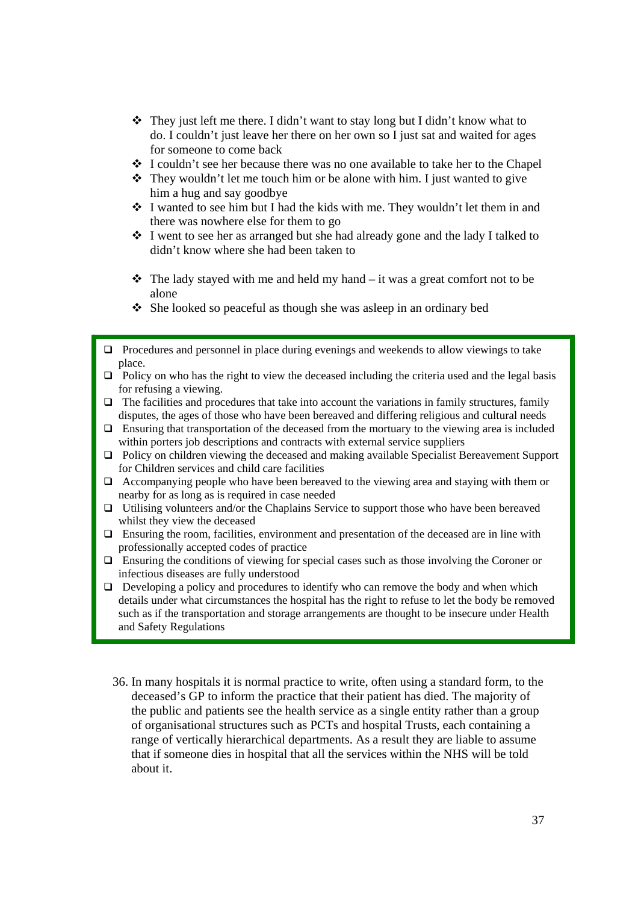- They just left me there. I didn't want to stay long but I didn't know what to do. I couldn't just leave her there on her own so I just sat and waited for ages for someone to come back
- I couldn't see her because there was no one available to take her to the Chapel
- They wouldn't let me touch him or be alone with him. I just wanted to give him a hug and say goodbye
- I wanted to see him but I had the kids with me. They wouldn't let them in and there was nowhere else for them to go
- I went to see her as arranged but she had already gone and the lady I talked to didn't know where she had been taken to

- The lady stayed with me and held my hand – it was a great comfort not to be alone
- She looked so peaceful as though she was asleep in an ordinary bed

- ❑ Procedures and personnel in place during evenings and weekends to allow viewings to take place.
- ❑ Policy on who has the right to view the deceased including the criteria used and the legal basis for refusing a viewing.
- ❑ The facilities and procedures that take into account the variations in family structures, family disputes, the ages of those who have been bereaved and differing religious and cultural needs
- ❑ Ensuring that transportation of the deceased from the mortuary to the viewing area is included within porters job descriptions and contracts with external service suppliers
- ❑ Policy on children viewing the deceased and making available Specialist Bereavement Support for Children services and child care facilities
- ❑ Accompanying people who have been bereaved to the viewing area and staying with them or nearby for as long as is required in case needed
- ❑ Utilising volunteers and/or the Chaplains Service to support those who have been bereaved whilst they view the deceased
- ❑ Ensuring the room, facilities, environment and presentation of the deceased are in line with professionally accepted codes of practice
- ❑ Ensuring the conditions of viewing for special cases such as those involving the Coroner or infectious diseases are fully understood
- ❑ Developing a policy and procedures to identify who can remove the body and when which details under what circumstances the hospital has the right to refuse to let the body be removed such as if the transportation and storage arrangements are thought to be insecure under Health and Safety Regulations

36. In many hospitals it is normal practice to write, often using a standard form, to the deceased's GP to inform the practice that their patient has died. The majority of the public and patients see the health service as a single entity rather than a group of organisational structures such as PCTs and hospital Trusts, each containing a range of vertically hierarchical departments. As a result they are liable to assume that if someone dies in hospital that all the services within the NHS will be told about it.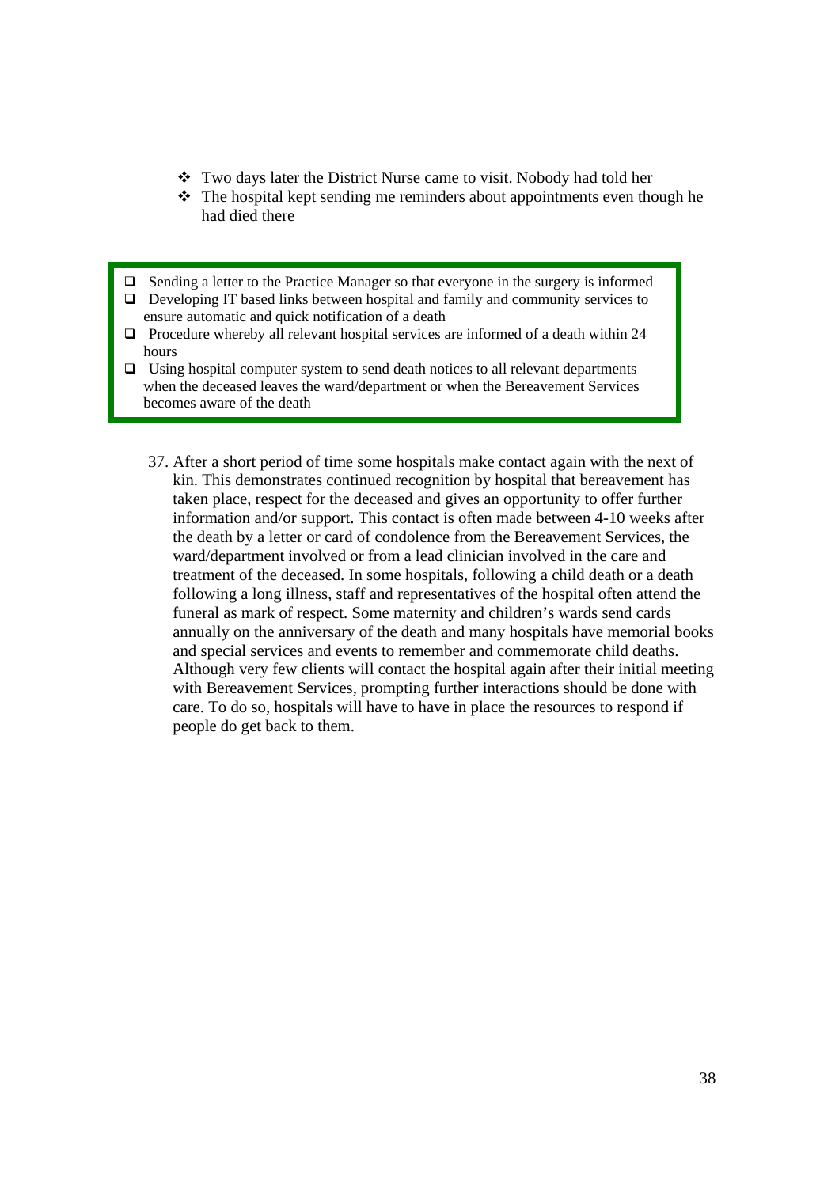- Two days later the District Nurse came to visit. Nobody had told her
- The hospital kept sending me reminders about appointments even though he had died there

- Sending a letter to the Practice Manager so that everyone in the surgery is informed
- Developing IT based links between hospital and family and community services to ensure automatic and quick notification of a death
- Procedure whereby all relevant hospital services are informed of a death within 24 hours
- Using hospital computer system to send death notices to all relevant departments when the deceased leaves the ward/department or when the Bereavement Services becomes aware of the death

37. After a short period of time some hospitals make contact again with the next of kin. This demonstrates continued recognition by hospital that bereavement has taken place, respect for the deceased and gives an opportunity to offer further information and/or support. This contact is often made between 4-10 weeks after the death by a letter or card of condolence from the Bereavement Services, the ward/department involved or from a lead clinician involved in the care and treatment of the deceased. In some hospitals, following a child death or a death following a long illness, staff and representatives of the hospital often attend the funeral as mark of respect. Some maternity and children's wards send cards annually on the anniversary of the death and many hospitals have memorial books and special services and events to remember and commemorate child deaths. Although very few clients will contact the hospital again after their initial meeting with Bereavement Services, prompting further interactions should be done with care. To do so, hospitals will have to have in place the resources to respond if people do get back to them.